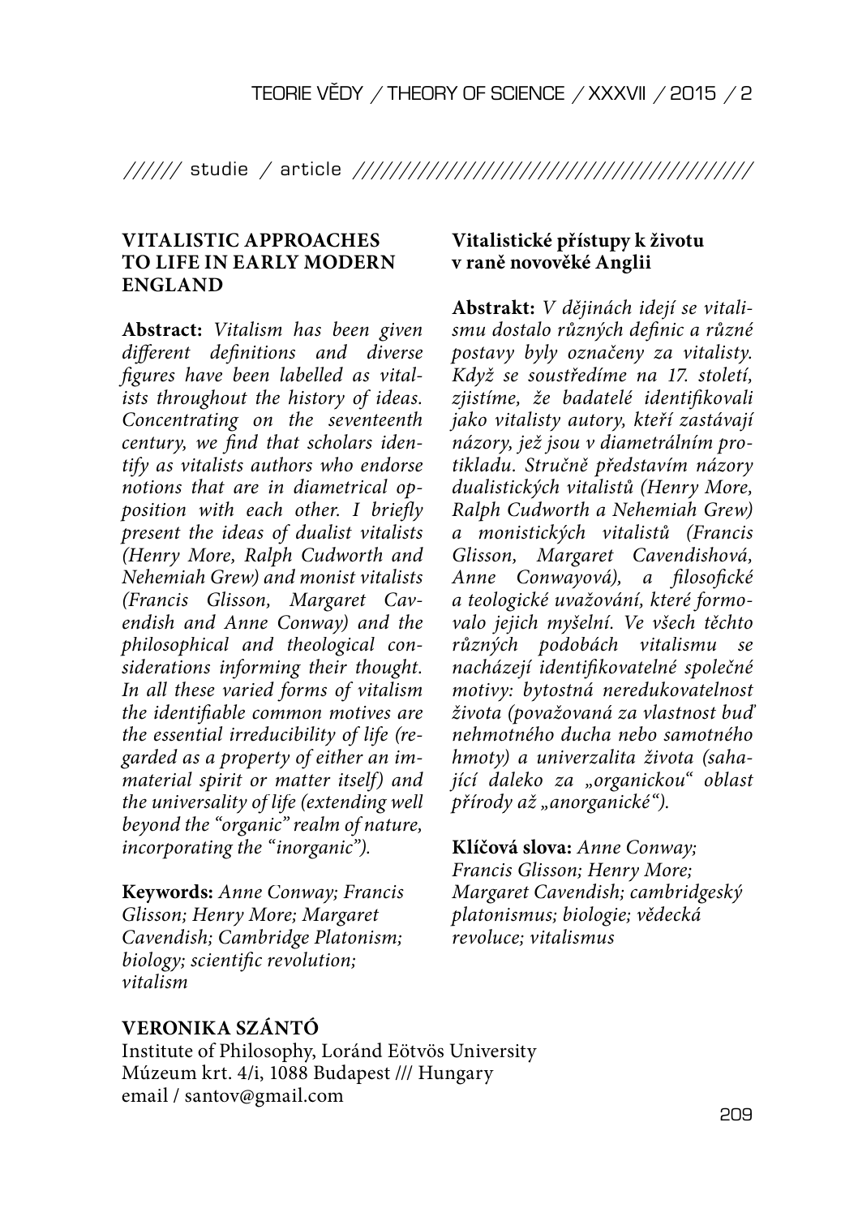////// studie / article //////////////////////////////////////////

# VITALISTIC APPROACHES TO LIFE IN EARLY MODERN ENGLAND

**Abstract:** *Vitalism has been given different definitions and diverse figures have been labelled as vitalists throughout the history of ideas. Concentrating on the seventeenth century, we find that scholars identify as vitalists authors who endorse notions that are in diametrical opposition with each other. I briefly present the ideas of dualist vitalists (Henry More, Ralph Cudworth and Nehemiah Grew) and monist vitalists (Francis Glisson, Margaret Cavendish and Anne Conway) and the philosophical and theological considerations informing their thought. In all these varied forms of vitalism the identifiable common motives are the essential irreducibility of life (regarded as a property of either an immaterial spirit or matter itself) and the universality of life (extending well beyond the "organic" realm of nature, incorporating the "inorganic").*

**Keywords:** *Anne Conway; Francis Glisson; Henry More; Margaret Cavendish; Cambridge Platonism; biology; scientific revolution; vitalism*

## Vitalistické přístupy k životu v raně novověké Anglii

**Abstrakt:** *V dějinách idejí se vitalismu dostalo různých definic a různé postavy byly označeny za vitalisty. Když se soustředíme na 17. století, zjistíme, že badatelé identifikovali jako vitalisty autory, kteří zastávají názory, jež jsou v diametrálním protikladu. Stručně představím názory dualistických vitalistů (Henry More, Ralph Cudworth a Nehemiah Grew) a monistických vitalistů (Francis Glisson, Margaret Cavendishová, Anne Conwayová), a filosofické a teologické uvažování, které formovalo jejich myšelní. Ve všech těchto různých podobách vitalismu se nacházejí identifikovatelné společné motivy: bytostná neredukovatelnost života (považovaná za vlastnost buď nehmotného ducha nebo samotného hmoty) a univerzalita života (sahající daleko za „organickou" oblast přírody až „anorganické").*

**Klíčová slova:** *Anne Conway; Francis Glisson; Henry More; Margaret Cavendish; cambridgeský platonismus; biologie; vědecká revoluce; vitalismus*

**VERONIKA SZÁNTÓ**
Institute of Philosophy, Loránd Eötvös University
Múzeum krt. 4/i, 1088 Budapest /// Hungary
email / santov@gmail.com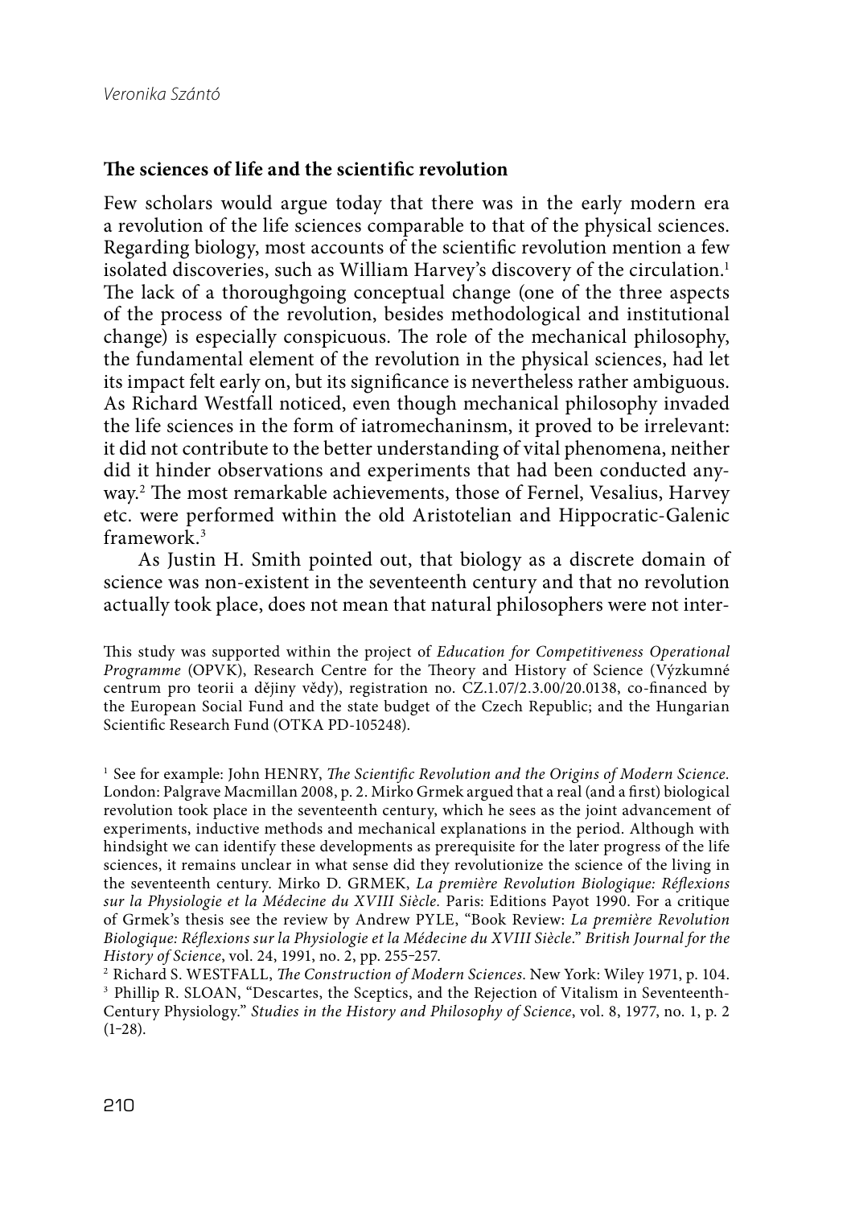## The sciences of life and the scientific revolution

Few scholars would argue today that there was in the early modern era a revolution of the life sciences comparable to that of the physical sciences. Regarding biology, most accounts of the scientific revolution mention a few isolated discoveries, such as William Harvey's discovery of the circulation.[1] The lack of a thoroughgoing conceptual change (one of the three aspects of the process of the revolution, besides methodological and institutional change) is especially conspicuous. The role of the mechanical philosophy, the fundamental element of the revolution in the physical sciences, had let its impact felt early on, but its significance is nevertheless rather ambiguous. As Richard Westfall noticed, even though mechanical philosophy invaded the life sciences in the form of iatromechaninsm, it proved to be irrelevant: it did not contribute to the better understanding of vital phenomena, neither did it hinder observations and experiments that had been conducted anyway.[2] The most remarkable achievements, those of Fernel, Vesalius, Harvey etc. were performed within the old Aristotelian and Hippocratic-Galenic framework.[3]

As Justin H. Smith pointed out, that biology as a discrete domain of science was non-existent in the seventeenth century and that no revolution actually took place, does not mean that natural philosophers were not inter-

This study was supported within the project of *Education for Competitiveness Operational Programme* (OPVK), Research Centre for the Theory and History of Science (Výzkumné centrum pro teorii a dějiny vědy), registration no. CZ.1.07/2.3.00/20.0138, co-financed by the European Social Fund and the state budget of the Czech Republic; and the Hungarian Scientific Research Fund (OTKA PD-105248).

[1] See for example: John HENRY, *The Scientific Revolution and the Origins of Modern Science.* London: Palgrave Macmillan 2008, p. 2. Mirko Grmek argued that a real (and a first) biological revolution took place in the seventeenth century, which he sees as the joint advancement of experiments, inductive methods and mechanical explanations in the period. Although with hindsight we can identify these developments as prerequisite for the later progress of the life sciences, it remains unclear in what sense did they revolutionize the science of the living in the seventeenth century. Mirko D. GRMEK, *La première Revolution Biologique: Réflexions sur la Physiologie et la Médecine du XVIII Siècle.* Paris: Editions Payot 1990. For a critique of Grmek's thesis see the review by Andrew PYLE, "Book Review: *La première Revolution Biologique: Réflexions sur la Physiologie et la Médecine du XVIII Siècle*." *British Journal for the History of Science*, vol. 24, 1991, no. 2, pp. 255–257.

[2] Richard S. WESTFALL, *The Construction of Modern Sciences*. New York: Wiley 1971, p. 104.

[3] Phillip R. SLOAN, "Descartes, the Sceptics, and the Rejection of Vitalism in Seventeenth-Century Physiology." *Studies in the History and Philosophy of Science*, vol. 8, 1977, no. 1, p. 2 (1–28).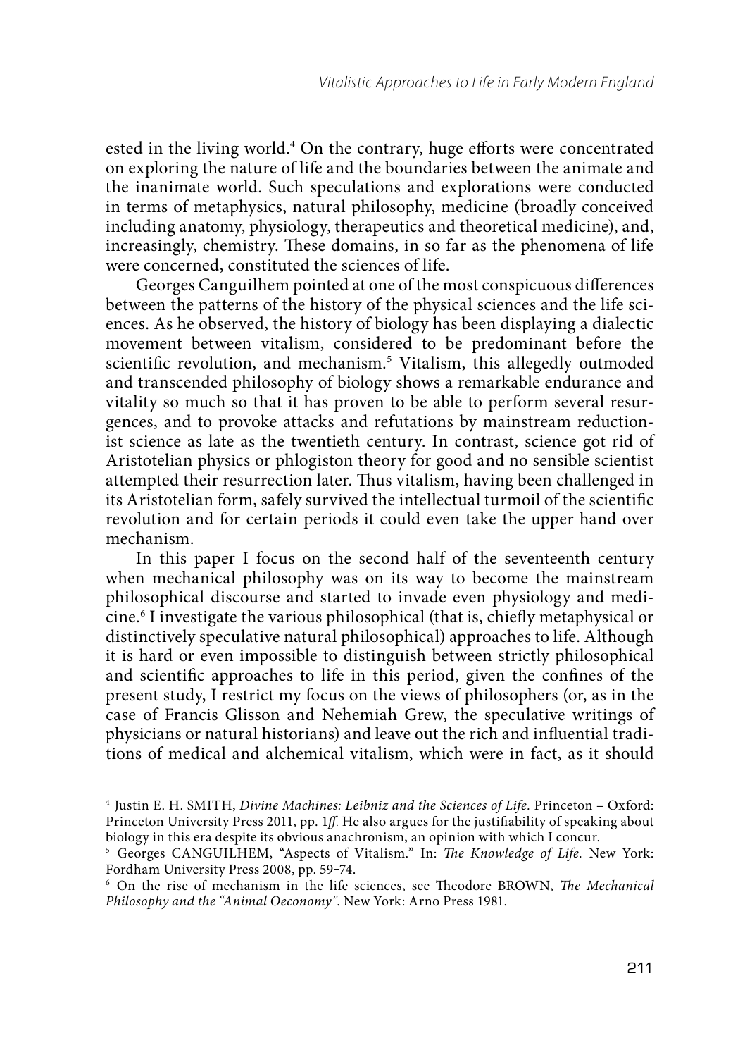ested in the living world.[4] On the contrary, huge efforts were concentrated on exploring the nature of life and the boundaries between the animate and the inanimate world. Such speculations and explorations were conducted in terms of metaphysics, natural philosophy, medicine (broadly conceived including anatomy, physiology, therapeutics and theoretical medicine), and, increasingly, chemistry. These domains, in so far as the phenomena of life were concerned, constituted the sciences of life.

Georges Canguilhem pointed at one of the most conspicuous differences between the patterns of the history of the physical sciences and the life sciences. As he observed, the history of biology has been displaying a dialectic movement between vitalism, considered to be predominant before the scientific revolution, and mechanism.[5] Vitalism, this allegedly outmoded and transcended philosophy of biology shows a remarkable endurance and vitality so much so that it has proven to be able to perform several resurgences, and to provoke attacks and refutations by mainstream reductionist science as late as the twentieth century. In contrast, science got rid of Aristotelian physics or phlogiston theory for good and no sensible scientist attempted their resurrection later. Thus vitalism, having been challenged in its Aristotelian form, safely survived the intellectual turmoil of the scientific revolution and for certain periods it could even take the upper hand over mechanism.

In this paper I focus on the second half of the seventeenth century when mechanical philosophy was on its way to become the mainstream philosophical discourse and started to invade even physiology and medicine.[6] I investigate the various philosophical (that is, chiefly metaphysical or distinctively speculative natural philosophical) approaches to life. Although it is hard or even impossible to distinguish between strictly philosophical and scientific approaches to life in this period, given the confines of the present study, I restrict my focus on the views of philosophers (or, as in the case of Francis Glisson and Nehemiah Grew, the speculative writings of physicians or natural historians) and leave out the rich and influential traditions of medical and alchemical vitalism, which were in fact, as it should

[4] Justin E. H. SMITH, *Divine Machines: Leibniz and the Sciences of Life.* Princeton – Oxford: Princeton University Press 2011, pp. 1*ff.* He also argues for the justifiability of speaking about biology in this era despite its obvious anachronism, an opinion with which I concur.

[5] Georges CANGUILHEM, "Aspects of Vitalism." In: *The Knowledge of Life.* New York: Fordham University Press 2008, pp. 59–74.

[6] On the rise of mechanism in the life sciences, see Theodore BROWN, *The Mechanical Philosophy and the "Animal Oeconomy".* New York: Arno Press 1981.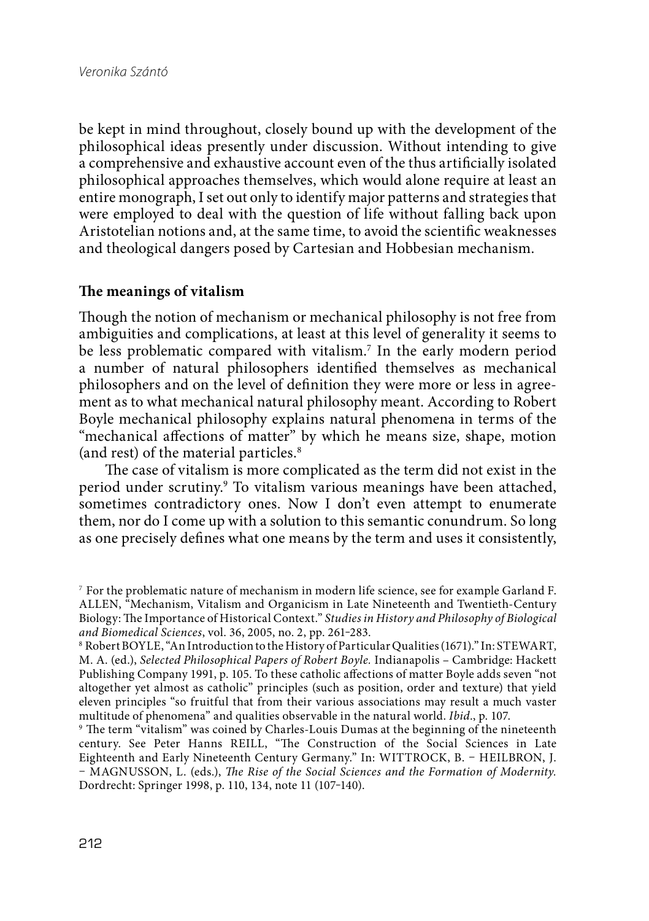be kept in mind throughout, closely bound up with the development of the philosophical ideas presently under discussion. Without intending to give a comprehensive and exhaustive account even of the thus artificially isolated philosophical approaches themselves, which would alone require at least an entire monograph, I set out only to identify major patterns and strategies that were employed to deal with the question of life without falling back upon Aristotelian notions and, at the same time, to avoid the scientific weaknesses and theological dangers posed by Cartesian and Hobbesian mechanism.

## The meanings of vitalism

Though the notion of mechanism or mechanical philosophy is not free from ambiguities and complications, at least at this level of generality it seems to be less problematic compared with vitalism.[7] In the early modern period a number of natural philosophers identified themselves as mechanical philosophers and on the level of definition they were more or less in agreement as to what mechanical natural philosophy meant. According to Robert Boyle mechanical philosophy explains natural phenomena in terms of the "mechanical affections of matter" by which he means size, shape, motion (and rest) of the material particles.[8]

The case of vitalism is more complicated as the term did not exist in the period under scrutiny.[9] To vitalism various meanings have been attached, sometimes contradictory ones. Now I don't even attempt to enumerate them, nor do I come up with a solution to this semantic conundrum. So long as one precisely defines what one means by the term and uses it consistently,

---

[7] For the problematic nature of mechanism in modern life science, see for example Garland F. ALLEN, "Mechanism, Vitalism and Organicism in Late Nineteenth and Twentieth-Century Biology: The Importance of Historical Context." *Studies in History and Philosophy of Biological and Biomedical Sciences*, vol. 36, 2005, no. 2, pp. 261–283.

[8] Robert BOYLE, "An Introduction to the History of Particular Qualities (1671)." In: STEWART, M. A. (ed.), *Selected Philosophical Papers of Robert Boyle.* Indianapolis – Cambridge: Hackett Publishing Company 1991, p. 105. To these catholic affections of matter Boyle adds seven "not altogether yet almost as catholic" principles (such as position, order and texture) that yield eleven principles "so fruitful that from their various associations may result a much vaster multitude of phenomena" and qualities observable in the natural world. *Ibid*., p. 107.

[9] The term "vitalism" was coined by Charles-Louis Dumas at the beginning of the nineteenth century. See Peter Hanns REILL, "The Construction of the Social Sciences in Late Eighteenth and Early Nineteenth Century Germany." In: WITTROCK, B. – HEILBRON, J. – MAGNUSSON, L. (eds.), *The Rise of the Social Sciences and the Formation of Modernity.* Dordrecht: Springer 1998, p. 110, 134, note 11 (107–140).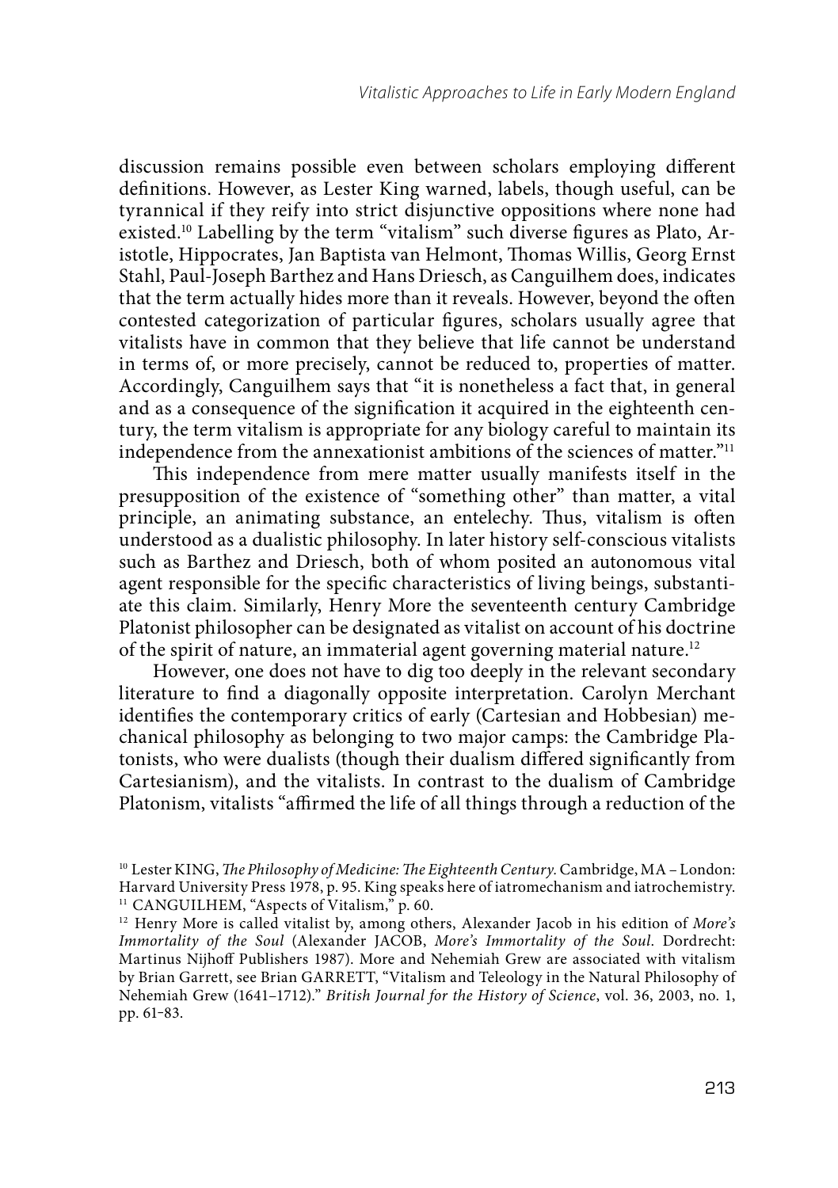discussion remains possible even between scholars employing different definitions. However, as Lester King warned, labels, though useful, can be tyrannical if they reify into strict disjunctive oppositions where none had existed.[10] Labelling by the term "vitalism" such diverse figures as Plato, Aristotle, Hippocrates, Jan Baptista van Helmont, Thomas Willis, Georg Ernst Stahl, Paul-Joseph Barthez and Hans Driesch, as Canguilhem does, indicates that the term actually hides more than it reveals. However, beyond the often contested categorization of particular figures, scholars usually agree that vitalists have in common that they believe that life cannot be understand in terms of, or more precisely, cannot be reduced to, properties of matter. Accordingly, Canguilhem says that "it is nonetheless a fact that, in general and as a consequence of the signification it acquired in the eighteenth century, the term vitalism is appropriate for any biology careful to maintain its independence from the annexationist ambitions of the sciences of matter."[11]

This independence from mere matter usually manifests itself in the presupposition of the existence of "something other" than matter, a vital principle, an animating substance, an entelechy. Thus, vitalism is often understood as a dualistic philosophy. In later history self-conscious vitalists such as Barthez and Driesch, both of whom posited an autonomous vital agent responsible for the specific characteristics of living beings, substantiate this claim. Similarly, Henry More the seventeenth century Cambridge Platonist philosopher can be designated as vitalist on account of his doctrine of the spirit of nature, an immaterial agent governing material nature.[12]

However, one does not have to dig too deeply in the relevant secondary literature to find a diagonally opposite interpretation. Carolyn Merchant identifies the contemporary critics of early (Cartesian and Hobbesian) mechanical philosophy as belonging to two major camps: the Cambridge Platonists, who were dualists (though their dualism differed significantly from Cartesianism), and the vitalists. In contrast to the dualism of Cambridge Platonism, vitalists "affirmed the life of all things through a reduction of the

---

[10] Lester KING, *The Philosophy of Medicine: The Eighteenth Century*. Cambridge, MA – London: Harvard University Press 1978, p. 95. King speaks here of iatromechanism and iatrochemistry.

[11] CANGUILHEM, "Aspects of Vitalism," p. 60.

[12] Henry More is called vitalist by, among others, Alexander Jacob in his edition of *More's Immortality of the Soul* (Alexander JACOB, *More's Immortality of the Soul*. Dordrecht: Martinus Nijhoff Publishers 1987). More and Nehemiah Grew are associated with vitalism by Brian Garrett, see Brian GARRETT, "Vitalism and Teleology in the Natural Philosophy of Nehemiah Grew (1641–1712)." *British Journal for the History of Science*, vol. 36, 2003, no. 1, pp. 61–83.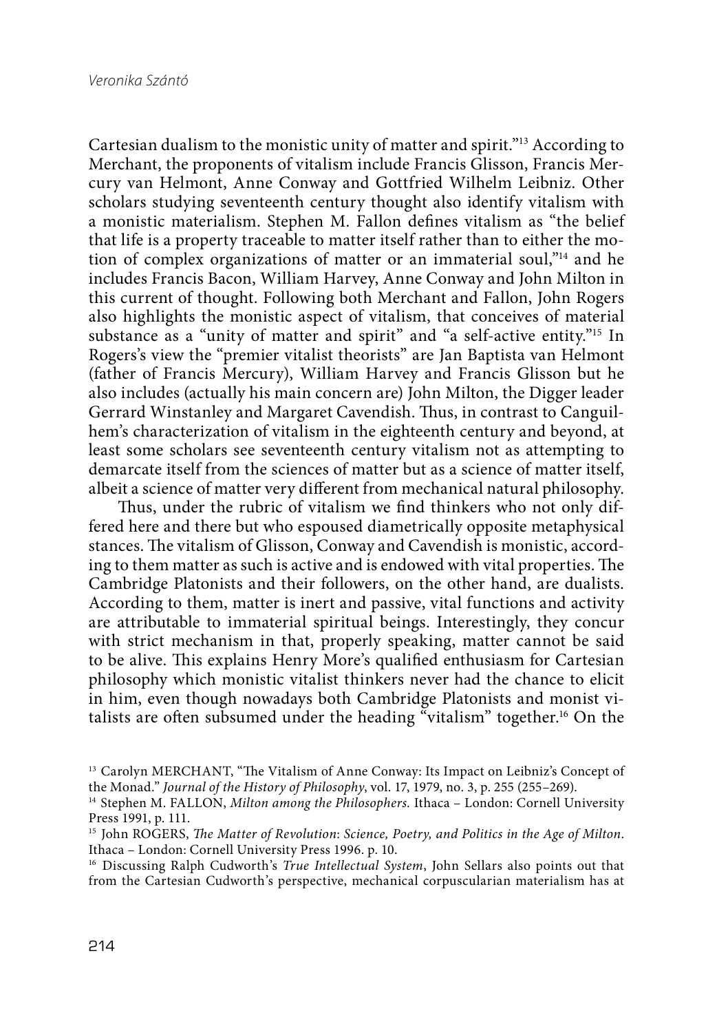Cartesian dualism to the monistic unity of matter and spirit."[13] According to Merchant, the proponents of vitalism include Francis Glisson, Francis Mercury van Helmont, Anne Conway and Gottfried Wilhelm Leibniz. Other scholars studying seventeenth century thought also identify vitalism with a monistic materialism. Stephen M. Fallon defines vitalism as "the belief that life is a property traceable to matter itself rather than to either the motion of complex organizations of matter or an immaterial soul,"[14] and he includes Francis Bacon, William Harvey, Anne Conway and John Milton in this current of thought. Following both Merchant and Fallon, John Rogers also highlights the monistic aspect of vitalism, that conceives of material substance as a "unity of matter and spirit" and "a self-active entity."[15] In Rogers's view the "premier vitalist theorists" are Jan Baptista van Helmont (father of Francis Mercury), William Harvey and Francis Glisson but he also includes (actually his main concern are) John Milton, the Digger leader Gerrard Winstanley and Margaret Cavendish. Thus, in contrast to Canguilhem's characterization of vitalism in the eighteenth century and beyond, at least some scholars see seventeenth century vitalism not as attempting to demarcate itself from the sciences of matter but as a science of matter itself, albeit a science of matter very different from mechanical natural philosophy.

Thus, under the rubric of vitalism we find thinkers who not only differed here and there but who espoused diametrically opposite metaphysical stances. The vitalism of Glisson, Conway and Cavendish is monistic, according to them matter as such is active and is endowed with vital properties. The Cambridge Platonists and their followers, on the other hand, are dualists. According to them, matter is inert and passive, vital functions and activity are attributable to immaterial spiritual beings. Interestingly, they concur with strict mechanism in that, properly speaking, matter cannot be said to be alive. This explains Henry More's qualified enthusiasm for Cartesian philosophy which monistic vitalist thinkers never had the chance to elicit in him, even though nowadays both Cambridge Platonists and monist vitalists are often subsumed under the heading "vitalism" together.[16] On the

[13] Carolyn MERCHANT, "The Vitalism of Anne Conway: Its Impact on Leibniz's Concept of the Monad." *Journal of the History of Philosophy*, vol. 17, 1979, no. 3, p. 255 (255–269).

[14] Stephen M. FALLON, *Milton among the Philosophers.* Ithaca – London: Cornell University Press 1991, p. 111.

[15] John ROGERS, *The Matter of Revolution*: *Science, Poetry, and Politics in the Age of Milton*. Ithaca – London: Cornell University Press 1996. p. 10.

[16] Discussing Ralph Cudworth's *True Intellectual System*, John Sellars also points out that from the Cartesian Cudworth's perspective, mechanical corpuscularian materialism has at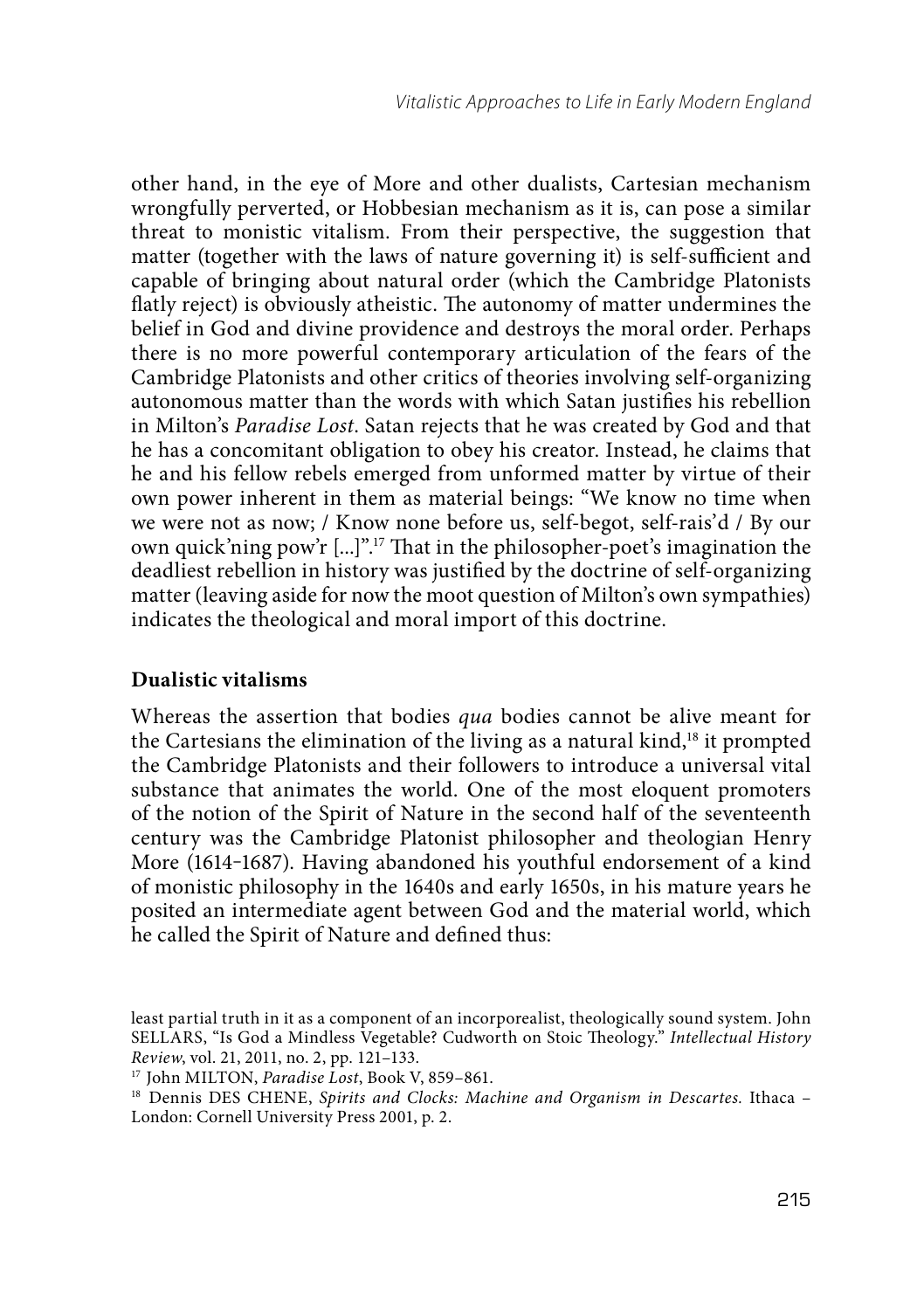other hand, in the eye of More and other dualists, Cartesian mechanism wrongfully perverted, or Hobbesian mechanism as it is, can pose a similar threat to monistic vitalism. From their perspective, the suggestion that matter (together with the laws of nature governing it) is self-sufficient and capable of bringing about natural order (which the Cambridge Platonists flatly reject) is obviously atheistic. The autonomy of matter undermines the belief in God and divine providence and destroys the moral order. Perhaps there is no more powerful contemporary articulation of the fears of the Cambridge Platonists and other critics of theories involving self-organizing autonomous matter than the words with which Satan justifies his rebellion in Milton's *Paradise Lost*. Satan rejects that he was created by God and that he has a concomitant obligation to obey his creator. Instead, he claims that he and his fellow rebels emerged from unformed matter by virtue of their own power inherent in them as material beings: "We know no time when we were not as now; / Know none before us, self-begot, self-rais'd / By our own quick'ning pow'r [...]".[17] That in the philosopher-poet's imagination the deadliest rebellion in history was justified by the doctrine of self-organizing matter (leaving aside for now the moot question of Milton's own sympathies) indicates the theological and moral import of this doctrine.

## Dualistic vitalisms

Whereas the assertion that bodies *qua* bodies cannot be alive meant for the Cartesians the elimination of the living as a natural kind,[18] it prompted the Cambridge Platonists and their followers to introduce a universal vital substance that animates the world. One of the most eloquent promoters of the notion of the Spirit of Nature in the second half of the seventeenth century was the Cambridge Platonist philosopher and theologian Henry More (1614-1687). Having abandoned his youthful endorsement of a kind of monistic philosophy in the 1640s and early 1650s, in his mature years he posited an intermediate agent between God and the material world, which he called the Spirit of Nature and defined thus:

least partial truth in it as a component of an incorporealist, theologically sound system. John SELLARS, "Is God a Mindless Vegetable? Cudworth on Stoic Theology." *Intellectual History Review*, vol. 21, 2011, no. 2, pp. 121–133.

[17] John MILTON, *Paradise Lost*, Book V, 859–861.

[18] Dennis DES CHENE, *Spirits and Clocks: Machine and Organism in Descartes.* Ithaca – London: Cornell University Press 2001, p. 2.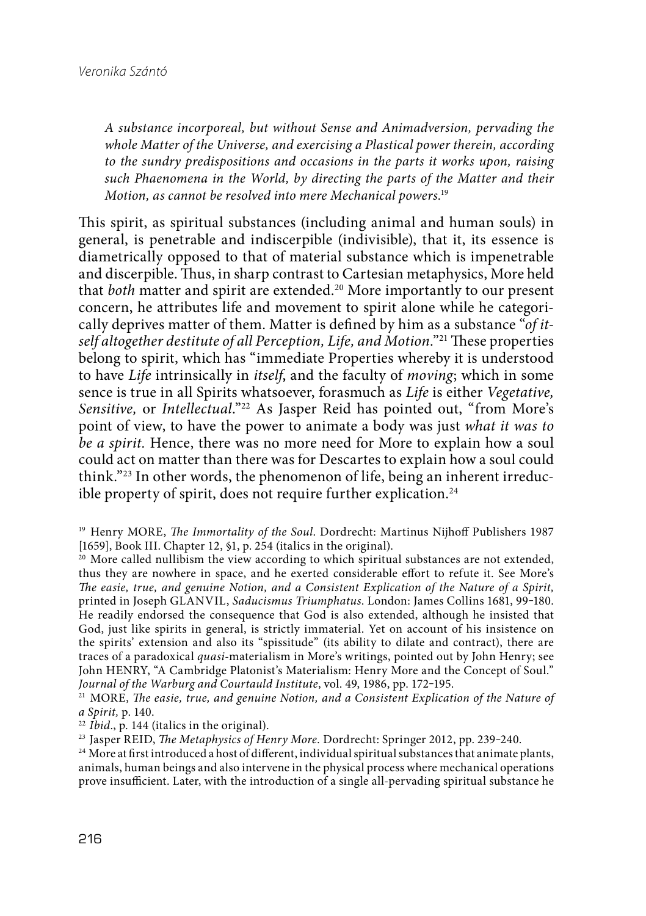*A substance incorporeal, but without Sense and Animadversion, pervading the whole Matter of the Universe, and exercising a Plastical power therein, according to the sundry predispositions and occasions in the parts it works upon, raising such Phaenomena in the World, by directing the parts of the Matter and their Motion, as cannot be resolved into mere Mechanical powers.*[19]

This spirit, as spiritual substances (including animal and human souls) in general, is penetrable and indiscerpible (indivisible), that it, its essence is diametrically opposed to that of material substance which is impenetrable and discerpible. Thus, in sharp contrast to Cartesian metaphysics, More held that *both* matter and spirit are extended.[20] More importantly to our present concern, he attributes life and movement to spirit alone while he categorically deprives matter of them. Matter is defined by him as a substance "*of itself altogether destitute of all Perception, Life, and Motion*."[21] These properties belong to spirit, which has "immediate Properties whereby it is understood to have *Life* intrinsically in *itself*, and the faculty of *moving*; which in some sence is true in all Spirits whatsoever, forasmuch as *Life* is either *Vegetative, Sensitive,* or *Intellectual*."[22] As Jasper Reid has pointed out, "from More's point of view, to have the power to animate a body was just *what it was to be a spirit.* Hence, there was no more need for More to explain how a soul could act on matter than there was for Descartes to explain how a soul could think."[23] In other words, the phenomenon of life, being an inherent irreducible property of spirit, does not require further explication.[24]

[19] Henry MORE, *The Immortality of the Soul*. Dordrecht: Martinus Nijhoff Publishers 1987 [1659], Book III. Chapter 12, §1, p. 254 (italics in the original).

[20] More called nullibism the view according to which spiritual substances are not extended, thus they are nowhere in space, and he exerted considerable effort to refute it. See More's *The easie, true, and genuine Notion, and a Consistent Explication of the Nature of a Spirit,* printed in Joseph GLANVIL, *Saducismus Triumphatus*. London: James Collins 1681, 99–180. He readily endorsed the consequence that God is also extended, although he insisted that God, just like spirits in general, is strictly immaterial. Yet on account of his insistence on the spirits' extension and also its "spissitude" (its ability to dilate and contract), there are traces of a paradoxical *quasi*-materialism in More's writings, pointed out by John Henry; see John HENRY, "A Cambridge Platonist's Materialism: Henry More and the Concept of Soul." *Journal of the Warburg and Courtauld Institute*, vol. 49, 1986, pp. 172–195.

[21] MORE, *The easie, true, and genuine Notion, and a Consistent Explication of the Nature of a Spirit,* p. 140.

[22] *Ibid*., p. 144 (italics in the original).

[23] Jasper REID, *The Metaphysics of Henry More.* Dordrecht: Springer 2012, pp. 239–240.

[24] More at first introduced a host of different, individual spiritual substances that animate plants, animals, human beings and also intervene in the physical process where mechanical operations prove insufficient. Later, with the introduction of a single all-pervading spiritual substance he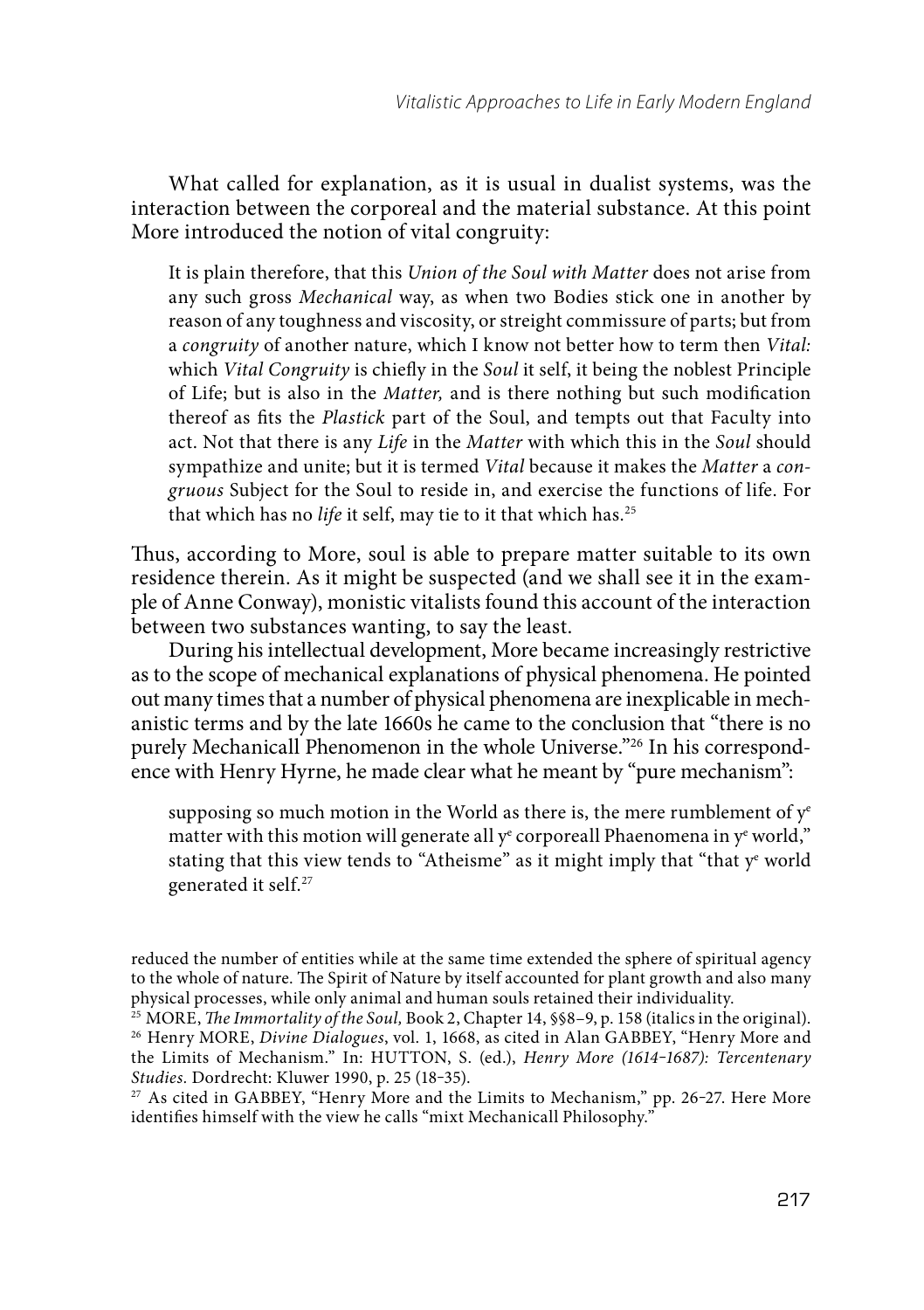What called for explanation, as it is usual in dualist systems, was the interaction between the corporeal and the material substance. At this point More introduced the notion of vital congruity:

> It is plain therefore, that this *Union of the Soul with Matter* does not arise from any such gross *Mechanical* way, as when two Bodies stick one in another by reason of any toughness and viscosity, or streight commissure of parts; but from a *congruity* of another nature, which I know not better how to term then *Vital:* which *Vital Congruity* is chiefly in the *Soul* it self, it being the noblest Principle of Life; but is also in the *Matter,* and is there nothing but such modification thereof as fits the *Plastick* part of the Soul, and tempts out that Faculty into act. Not that there is any *Life* in the *Matter* with which this in the *Soul* should sympathize and unite; but it is termed *Vital* because it makes the *Matter* a *congruous* Subject for the Soul to reside in, and exercise the functions of life. For that which has no *life* it self, may tie to it that which has.[25]

Thus, according to More, soul is able to prepare matter suitable to its own residence therein. As it might be suspected (and we shall see it in the example of Anne Conway), monistic vitalists found this account of the interaction between two substances wanting, to say the least.

During his intellectual development, More became increasingly restrictive as to the scope of mechanical explanations of physical phenomena. He pointed out many times that a number of physical phenomena are inexplicable in mechanistic terms and by the late 1660s he came to the conclusion that "there is no purely Mechanicall Phenomenon in the whole Universe."[26] In his correspondence with Henry Hyrne, he made clear what he meant by "pure mechanism":

> supposing so much motion in the World as there is, the mere rumblement of y^e^ matter with this motion will generate all y^e^ corporeall Phaenomena in y^e^ world," stating that this view tends to "Atheisme" as it might imply that "that y^e^ world generated it self.[27]

---

reduced the number of entities while at the same time extended the sphere of spiritual agency to the whole of nature. The Spirit of Nature by itself accounted for plant growth and also many physical processes, while only animal and human souls retained their individuality.

[25] MORE, *The Immortality of the Soul,* Book 2, Chapter 14, §§8–9, p. 158 (italics in the original).

[26] Henry MORE, *Divine Dialogues*, vol. 1, 1668, as cited in Alan GABBEY, "Henry More and the Limits of Mechanism." In: HUTTON, S. (ed.), *Henry More (1614-1687): Tercentenary Studies*. Dordrecht: Kluwer 1990, p. 25 (18-35).

[27] As cited in GABBEY, "Henry More and the Limits to Mechanism," pp. 26-27. Here More identifies himself with the view he calls "mixt Mechanicall Philosophy."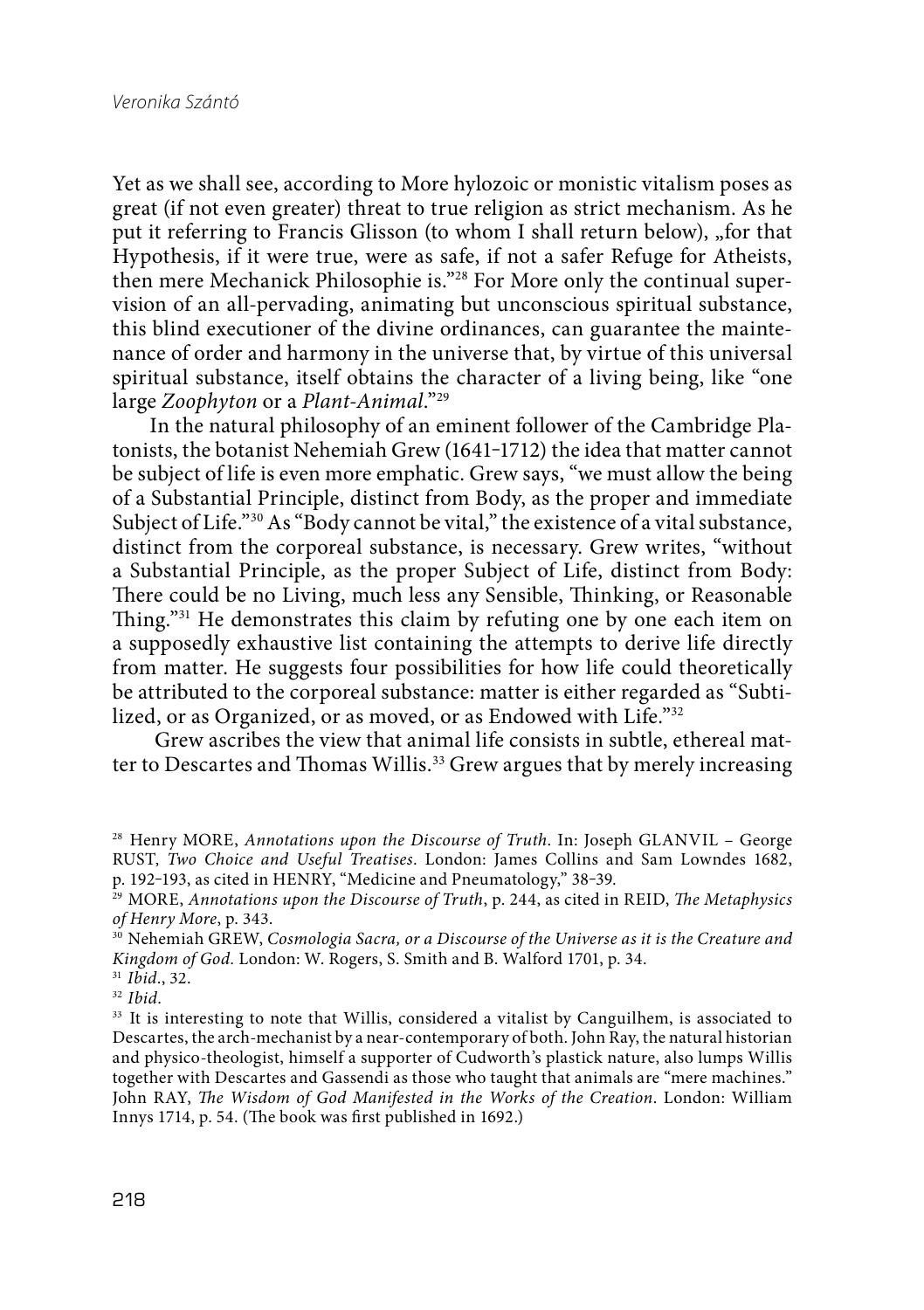Yet as we shall see, according to More hylozoic or monistic vitalism poses as great (if not even greater) threat to true religion as strict mechanism. As he put it referring to Francis Glisson (to whom I shall return below), „for that Hypothesis, if it were true, were as safe, if not a safer Refuge for Atheists, then mere Mechanick Philosophie is."[28] For More only the continual supervision of an all-pervading, animating but unconscious spiritual substance, this blind executioner of the divine ordinances, can guarantee the maintenance of order and harmony in the universe that, by virtue of this universal spiritual substance, itself obtains the character of a living being, like "one large *Zoophyton* or a *Plant-Animal*."[29]

In the natural philosophy of an eminent follower of the Cambridge Platonists, the botanist Nehemiah Grew (1641–1712) the idea that matter cannot be subject of life is even more emphatic. Grew says, "we must allow the being of a Substantial Principle, distinct from Body, as the proper and immediate Subject of Life."[30] As "Body cannot be vital," the existence of a vital substance, distinct from the corporeal substance, is necessary. Grew writes, "without a Substantial Principle, as the proper Subject of Life, distinct from Body: There could be no Living, much less any Sensible, Thinking, or Reasonable Thing."[31] He demonstrates this claim by refuting one by one each item on a supposedly exhaustive list containing the attempts to derive life directly from matter. He suggests four possibilities for how life could theoretically be attributed to the corporeal substance: matter is either regarded as "Subtilized, or as Organized, or as moved, or as Endowed with Life."[32]

Grew ascribes the view that animal life consists in subtle, ethereal matter to Descartes and Thomas Willis.[33] Grew argues that by merely increasing

---

[28] Henry MORE, *Annotations upon the Discourse of Truth*. In: Joseph GLANVIL – George RUST, *Two Choice and Useful Treatises*. London: James Collins and Sam Lowndes 1682, p. 192–193, as cited in HENRY, "Medicine and Pneumatology," 38–39.

[29] MORE, *Annotations upon the Discourse of Truth*, p. 244, as cited in REID, *The Metaphysics of Henry More*, p. 343.

[30] Nehemiah GREW, *Cosmologia Sacra, or a Discourse of the Universe as it is the Creature and Kingdom of God.* London: W. Rogers, S. Smith and B. Walford 1701, p. 34.

[31] *Ibid*., 32.

[32] *Ibid.*

[33] It is interesting to note that Willis, considered a vitalist by Canguilhem, is associated to Descartes, the arch-mechanist by a near-contemporary of both. John Ray, the natural historian and physico-theologist, himself a supporter of Cudworth's plastick nature, also lumps Willis together with Descartes and Gassendi as those who taught that animals are "mere machines." John RAY, *The Wisdom of God Manifested in the Works of the Creation*. London: William Innys 1714, p. 54. (The book was first published in 1692.)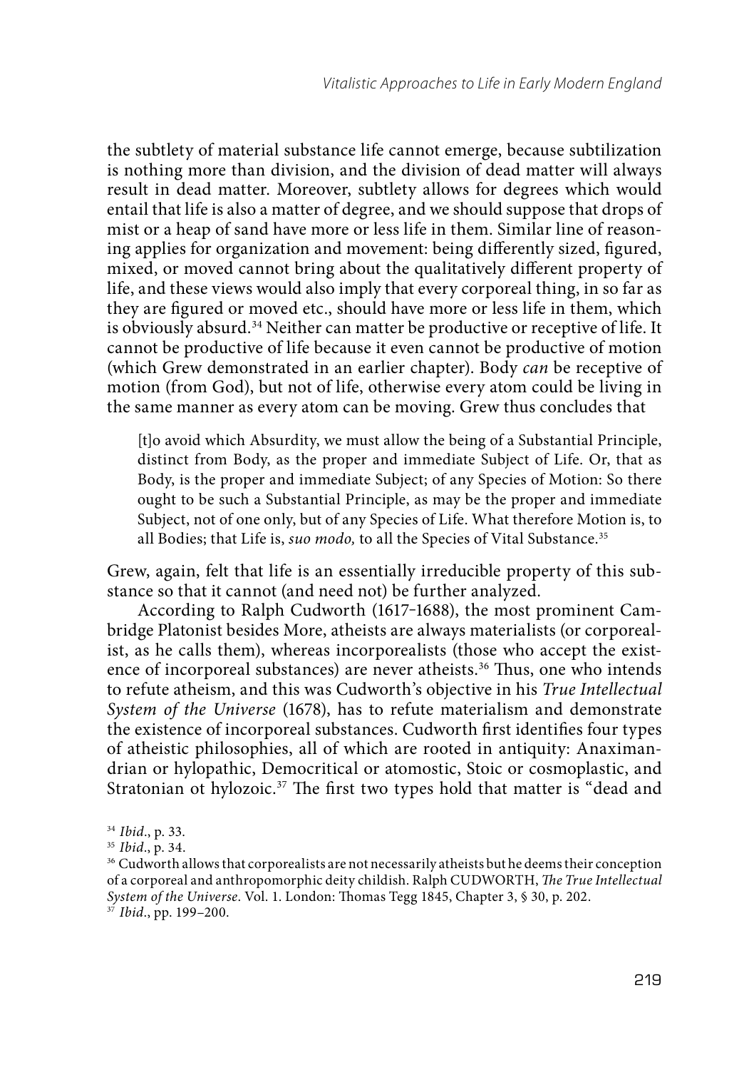the subtlety of material substance life cannot emerge, because subtilization is nothing more than division, and the division of dead matter will always result in dead matter. Moreover, subtlety allows for degrees which would entail that life is also a matter of degree, and we should suppose that drops of mist or a heap of sand have more or less life in them. Similar line of reasoning applies for organization and movement: being differently sized, figured, mixed, or moved cannot bring about the qualitatively different property of life, and these views would also imply that every corporeal thing, in so far as they are figured or moved etc., should have more or less life in them, which is obviously absurd.[34] Neither can matter be productive or receptive of life. It cannot be productive of life because it even cannot be productive of motion (which Grew demonstrated in an earlier chapter). Body *can* be receptive of motion (from God), but not of life, otherwise every atom could be living in the same manner as every atom can be moving. Grew thus concludes that

> [t]o avoid which Absurdity, we must allow the being of a Substantial Principle, distinct from Body, as the proper and immediate Subject of Life. Or, that as Body, is the proper and immediate Subject; of any Species of Motion: So there ought to be such a Substantial Principle, as may be the proper and immediate Subject, not of one only, but of any Species of Life. What therefore Motion is, to all Bodies; that Life is, *suo modo,* to all the Species of Vital Substance.[35]

Grew, again, felt that life is an essentially irreducible property of this substance so that it cannot (and need not) be further analyzed.

According to Ralph Cudworth (1617–1688), the most prominent Cambridge Platonist besides More, atheists are always materialists (or corporealist, as he calls them), whereas incorporealists (those who accept the existence of incorporeal substances) are never atheists.[36] Thus, one who intends to refute atheism, and this was Cudworth's objective in his *True Intellectual System of the Universe* (1678), has to refute materialism and demonstrate the existence of incorporeal substances. Cudworth first identifies four types of atheistic philosophies, all of which are rooted in antiquity: Anaximandrian or hylopathic, Democritical or atomostic, Stoic or cosmoplastic, and Stratonian ot hylozoic.[37] The first two types hold that matter is "dead and

[34] *Ibid*., p. 33.

[35] *Ibid*., p. 34.

[36] Cudworth allows that corporealists are not necessarily atheists but he deems their conception of a corporeal and anthropomorphic deity childish. Ralph CUDWORTH, *The True Intellectual System of the Universe*. Vol. 1. London: Thomas Tegg 1845, Chapter 3, § 30, p. 202.

[37] *Ibid*., pp. 199–200.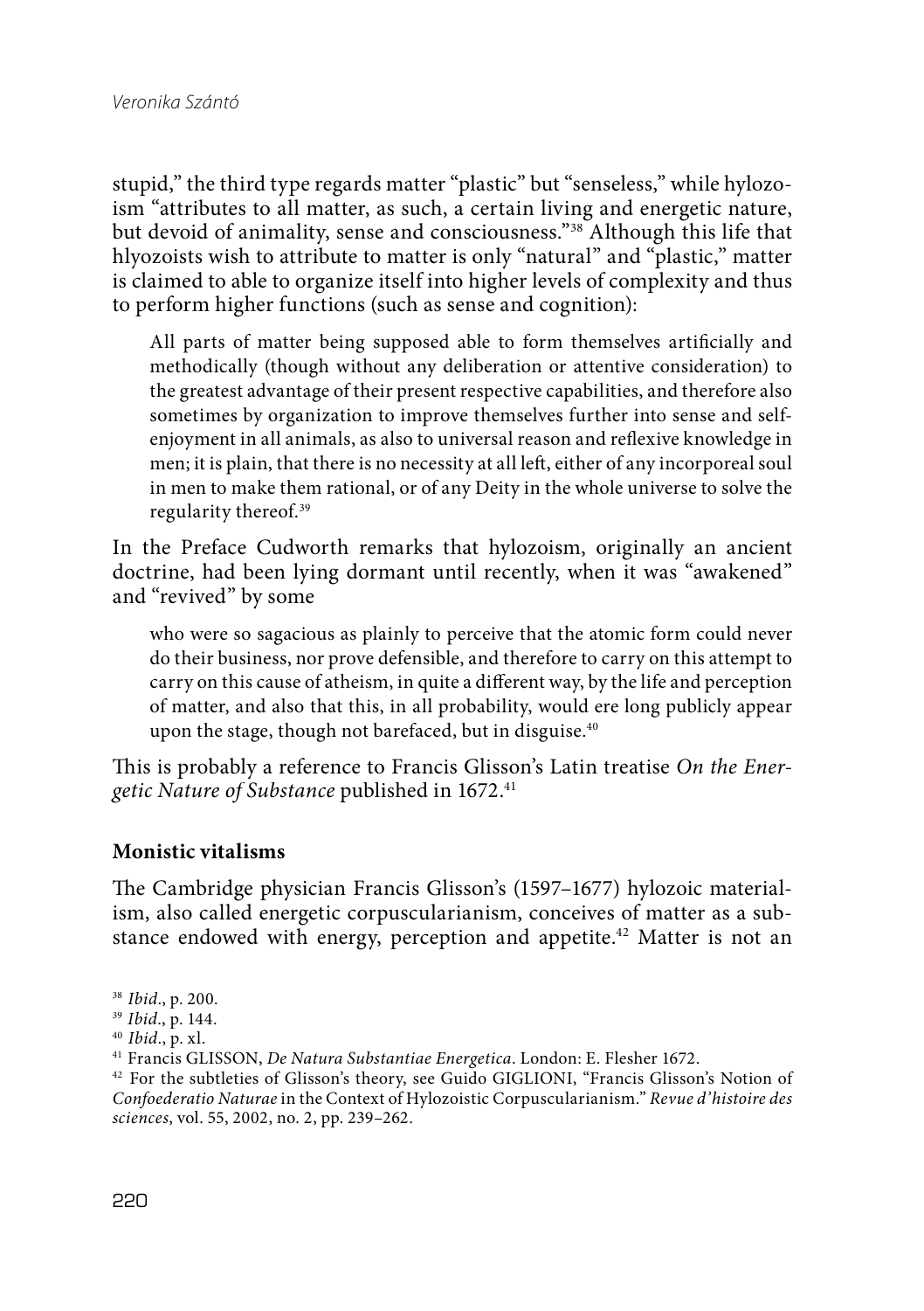stupid," the third type regards matter "plastic" but "senseless," while hylozoism "attributes to all matter, as such, a certain living and energetic nature, but devoid of animality, sense and consciousness."[38] Although this life that hlyozoists wish to attribute to matter is only "natural" and "plastic," matter is claimed to able to organize itself into higher levels of complexity and thus to perform higher functions (such as sense and cognition):

> All parts of matter being supposed able to form themselves artificially and methodically (though without any deliberation or attentive consideration) to the greatest advantage of their present respective capabilities, and therefore also sometimes by organization to improve themselves further into sense and self-enjoyment in all animals, as also to universal reason and reflexive knowledge in men; it is plain, that there is no necessity at all left, either of any incorporeal soul in men to make them rational, or of any Deity in the whole universe to solve the regularity thereof.[39]

In the Preface Cudworth remarks that hylozoism, originally an ancient doctrine, had been lying dormant until recently, when it was "awakened" and "revived" by some

> who were so sagacious as plainly to perceive that the atomic form could never do their business, nor prove defensible, and therefore to carry on this attempt to carry on this cause of atheism, in quite a different way, by the life and perception of matter, and also that this, in all probability, would ere long publicly appear upon the stage, though not barefaced, but in disguise.[40]

This is probably a reference to Francis Glisson's Latin treatise *On the Energetic Nature of Substance* published in 1672.[41]

**Monistic vitalisms**

The Cambridge physician Francis Glisson's (1597–1677) hylozoic materialism, also called energetic corpuscularianism, conceives of matter as a substance endowed with energy, perception and appetite.[42] Matter is not an

[38] *Ibid*., p. 200.

[39] *Ibid*., p. 144.

[40] *Ibid*., p. xl.

[41] Francis GLISSON, *De Natura Substantiae Energetica*. London: E. Flesher 1672.

[42] For the subtleties of Glisson's theory, see Guido GIGLIONI, "Francis Glisson's Notion of *Confoederatio Naturae* in the Context of Hylozoistic Corpuscularianism." *Revue d'histoire des sciences*, vol. 55, 2002, no. 2, pp. 239–262.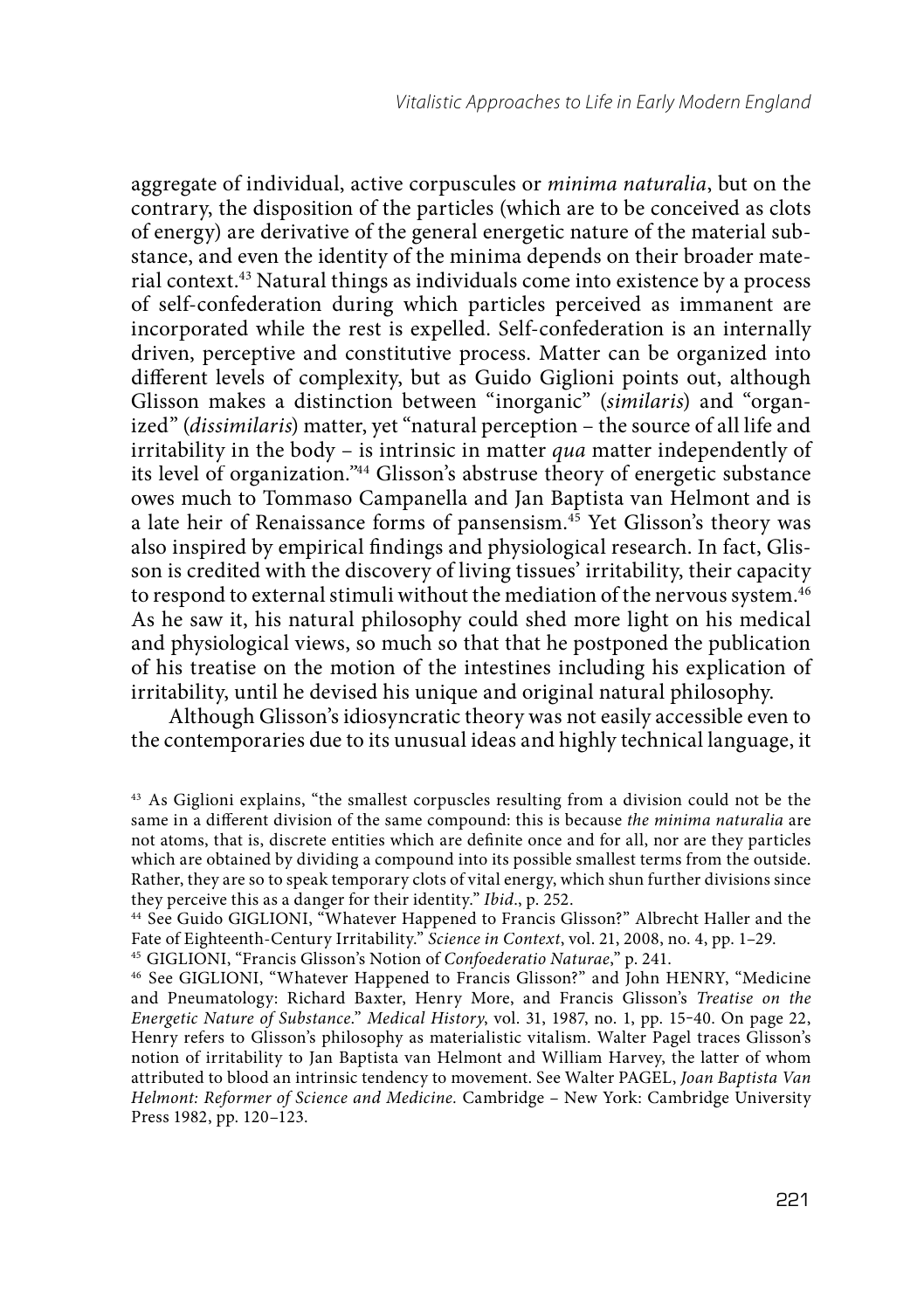aggregate of individual, active corpuscules or *minima naturalia*, but on the contrary, the disposition of the particles (which are to be conceived as clots of energy) are derivative of the general energetic nature of the material substance, and even the identity of the minima depends on their broader material context.[43] Natural things as individuals come into existence by a process of self-confederation during which particles perceived as immanent are incorporated while the rest is expelled. Self-confederation is an internally driven, perceptive and constitutive process. Matter can be organized into different levels of complexity, but as Guido Giglioni points out, although Glisson makes a distinction between "inorganic" (*similaris*) and "organized" (*dissimilaris*) matter, yet "natural perception – the source of all life and irritability in the body – is intrinsic in matter *qua* matter independently of its level of organization."[44] Glisson's abstruse theory of energetic substance owes much to Tommaso Campanella and Jan Baptista van Helmont and is a late heir of Renaissance forms of pansensism.[45] Yet Glisson's theory was also inspired by empirical findings and physiological research. In fact, Glisson is credited with the discovery of living tissues' irritability, their capacity to respond to external stimuli without the mediation of the nervous system.[46] As he saw it, his natural philosophy could shed more light on his medical and physiological views, so much so that that he postponed the publication of his treatise on the motion of the intestines including his explication of irritability, until he devised his unique and original natural philosophy.

Although Glisson's idiosyncratic theory was not easily accessible even to the contemporaries due to its unusual ideas and highly technical language, it

---

[43] As Giglioni explains, "the smallest corpuscles resulting from a division could not be the same in a different division of the same compound: this is because *the minima naturalia* are not atoms, that is, discrete entities which are definite once and for all, nor are they particles which are obtained by dividing a compound into its possible smallest terms from the outside. Rather, they are so to speak temporary clots of vital energy, which shun further divisions since they perceive this as a danger for their identity." *Ibid*., p. 252.

[44] See Guido GIGLIONI, "Whatever Happened to Francis Glisson?" Albrecht Haller and the Fate of Eighteenth-Century Irritability." *Science in Context*, vol. 21, 2008, no. 4, pp. 1–29.

[45] GIGLIONI, "Francis Glisson's Notion of *Confoederatio Naturae*," p. 241.

[46] See GIGLIONI, "Whatever Happened to Francis Glisson?" and John HENRY, "Medicine and Pneumatology: Richard Baxter, Henry More, and Francis Glisson's *Treatise on the Energetic Nature of Substance*." *Medical History*, vol. 31, 1987, no. 1, pp. 15‑40. On page 22, Henry refers to Glisson's philosophy as materialistic vitalism. Walter Pagel traces Glisson's notion of irritability to Jan Baptista van Helmont and William Harvey, the latter of whom attributed to blood an intrinsic tendency to movement. See Walter PAGEL, *Joan Baptista Van Helmont: Reformer of Science and Medicine.* Cambridge – New York: Cambridge University Press 1982, pp. 120–123.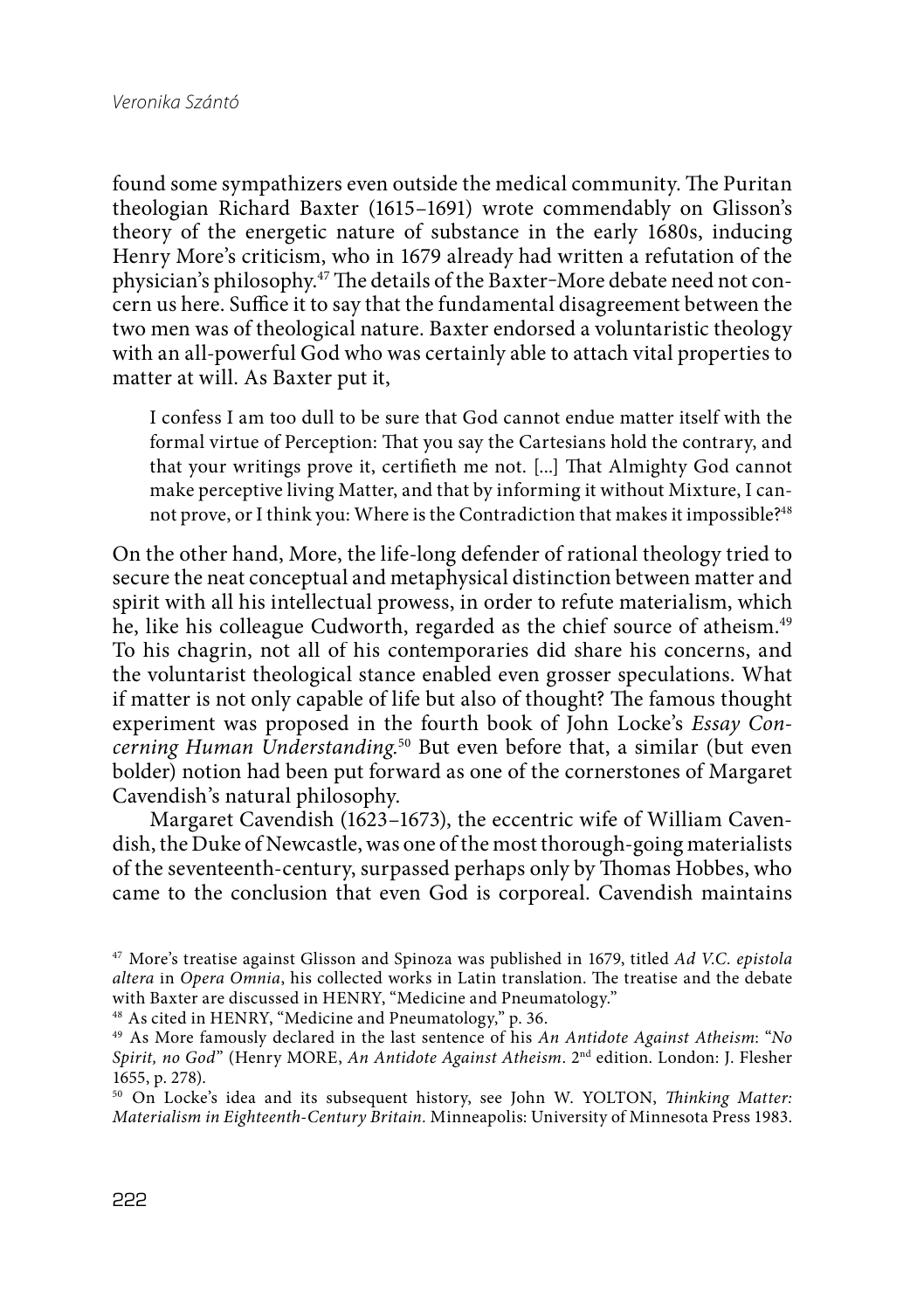found some sympathizers even outside the medical community. The Puritan theologian Richard Baxter (1615–1691) wrote commendably on Glisson's theory of the energetic nature of substance in the early 1680s, inducing Henry More's criticism, who in 1679 already had written a refutation of the physician's philosophy.[47] The details of the Baxter-More debate need not concern us here. Suffice it to say that the fundamental disagreement between the two men was of theological nature. Baxter endorsed a voluntaristic theology with an all-powerful God who was certainly able to attach vital properties to matter at will. As Baxter put it,

> I confess I am too dull to be sure that God cannot endue matter itself with the formal virtue of Perception: That you say the Cartesians hold the contrary, and that your writings prove it, certifieth me not. [...] That Almighty God cannot make perceptive living Matter, and that by informing it without Mixture, I cannot prove, or I think you: Where is the Contradiction that makes it impossible?[48]

On the other hand, More, the life-long defender of rational theology tried to secure the neat conceptual and metaphysical distinction between matter and spirit with all his intellectual prowess, in order to refute materialism, which he, like his colleague Cudworth, regarded as the chief source of atheism.[49] To his chagrin, not all of his contemporaries did share his concerns, and the voluntarist theological stance enabled even grosser speculations. What if matter is not only capable of life but also of thought? The famous thought experiment was proposed in the fourth book of John Locke's *Essay Concerning Human Understanding*.[50] But even before that, a similar (but even bolder) notion had been put forward as one of the cornerstones of Margaret Cavendish's natural philosophy.

Margaret Cavendish (1623–1673), the eccentric wife of William Cavendish, the Duke of Newcastle, was one of the most thorough-going materialists of the seventeenth-century, surpassed perhaps only by Thomas Hobbes, who came to the conclusion that even God is corporeal. Cavendish maintains

---

[47] More's treatise against Glisson and Spinoza was published in 1679, titled *Ad V.C. epistola altera* in *Opera Omnia*, his collected works in Latin translation. The treatise and the debate with Baxter are discussed in HENRY, "Medicine and Pneumatology."

[48] As cited in HENRY, "Medicine and Pneumatology," p. 36.

[49] As More famously declared in the last sentence of his *An Antidote Against Atheism*: "*No Spirit, no God*" (Henry MORE, *An Antidote Against Atheism*. 2nd edition. London: J. Flesher 1655, p. 278).

[50] On Locke's idea and its subsequent history, see John W. YOLTON, *Thinking Matter: Materialism in Eighteenth-Century Britain.* Minneapolis: University of Minnesota Press 1983.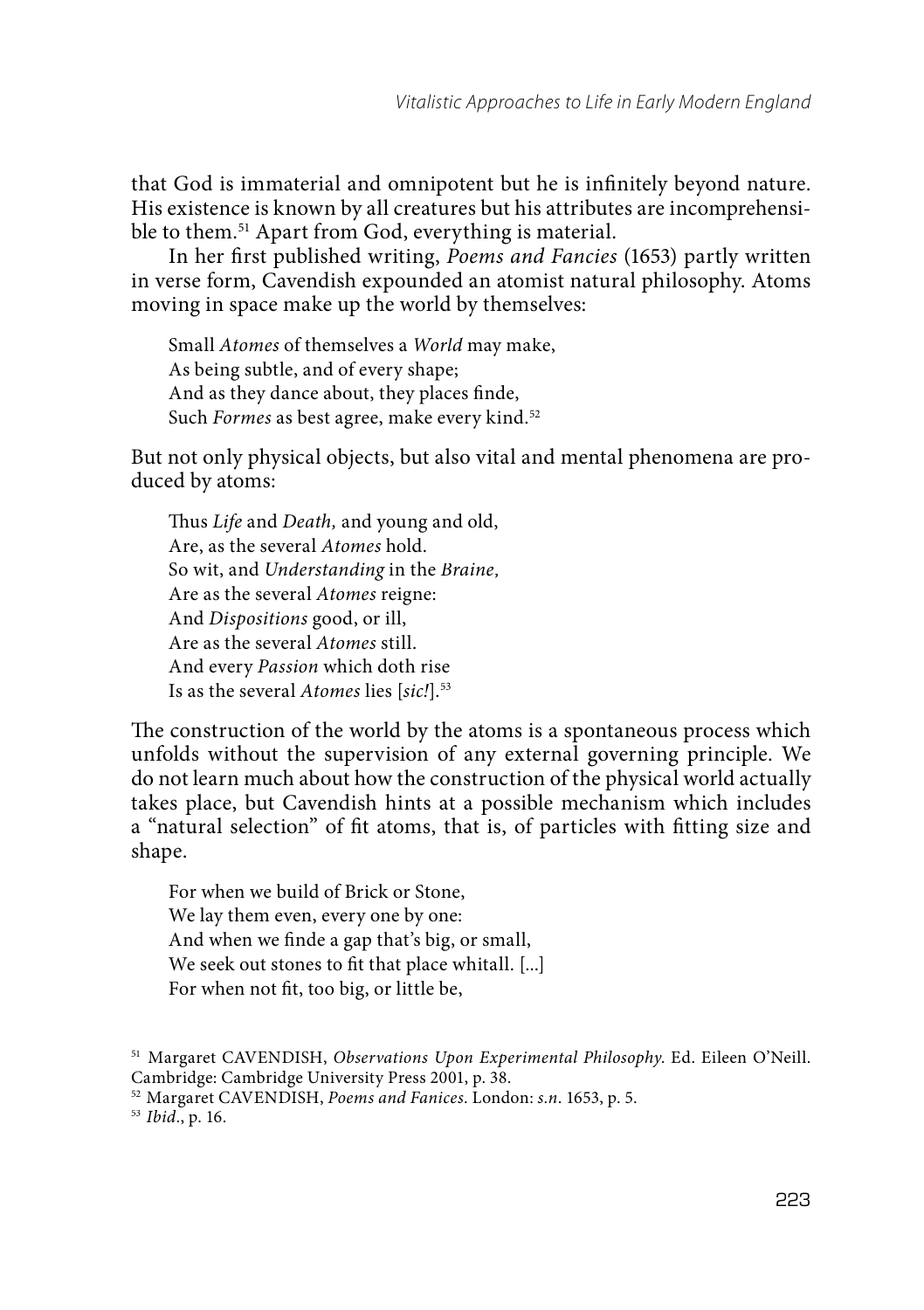that God is immaterial and omnipotent but he is infinitely beyond nature. His existence is known by all creatures but his attributes are incomprehensible to them.[51] Apart from God, everything is material.

In her first published writing, *Poems and Fancies* (1653) partly written in verse form, Cavendish expounded an atomist natural philosophy. Atoms moving in space make up the world by themselves:

> Small *Atomes* of themselves a *World* may make,
> As being subtle, and of every shape;
> And as they dance about, they places finde,
> Such *Formes* as best agree, make every kind.[52]

But not only physical objects, but also vital and mental phenomena are produced by atoms:

> Thus *Life* and *Death,* and young and old,
> Are, as the several *Atomes* hold.
> So wit, and *Understanding* in the *Braine,*
> Are as the several *Atomes* reigne:
> And *Dispositions* good, or ill,
> Are as the several *Atomes* still.
> And every *Passion* which doth rise
> Is as the several *Atomes* lies [*sic!*].[53]

The construction of the world by the atoms is a spontaneous process which unfolds without the supervision of any external governing principle. We do not learn much about how the construction of the physical world actually takes place, but Cavendish hints at a possible mechanism which includes a "natural selection" of fit atoms, that is, of particles with fitting size and shape.

> For when we build of Brick or Stone,
> We lay them even, every one by one:
> And when we finde a gap that's big, or small,
> We seek out stones to fit that place whitall. [...]
> For when not fit, too big, or little be,

---

[51] Margaret CAVENDISH, *Observations Upon Experimental Philosophy.* Ed. Eileen O'Neill. Cambridge: Cambridge University Press 2001, p. 38.

[52] Margaret CAVENDISH, *Poems and Fanices.* London: *s.n.* 1653, p. 5.

[53] *Ibid*., p. 16.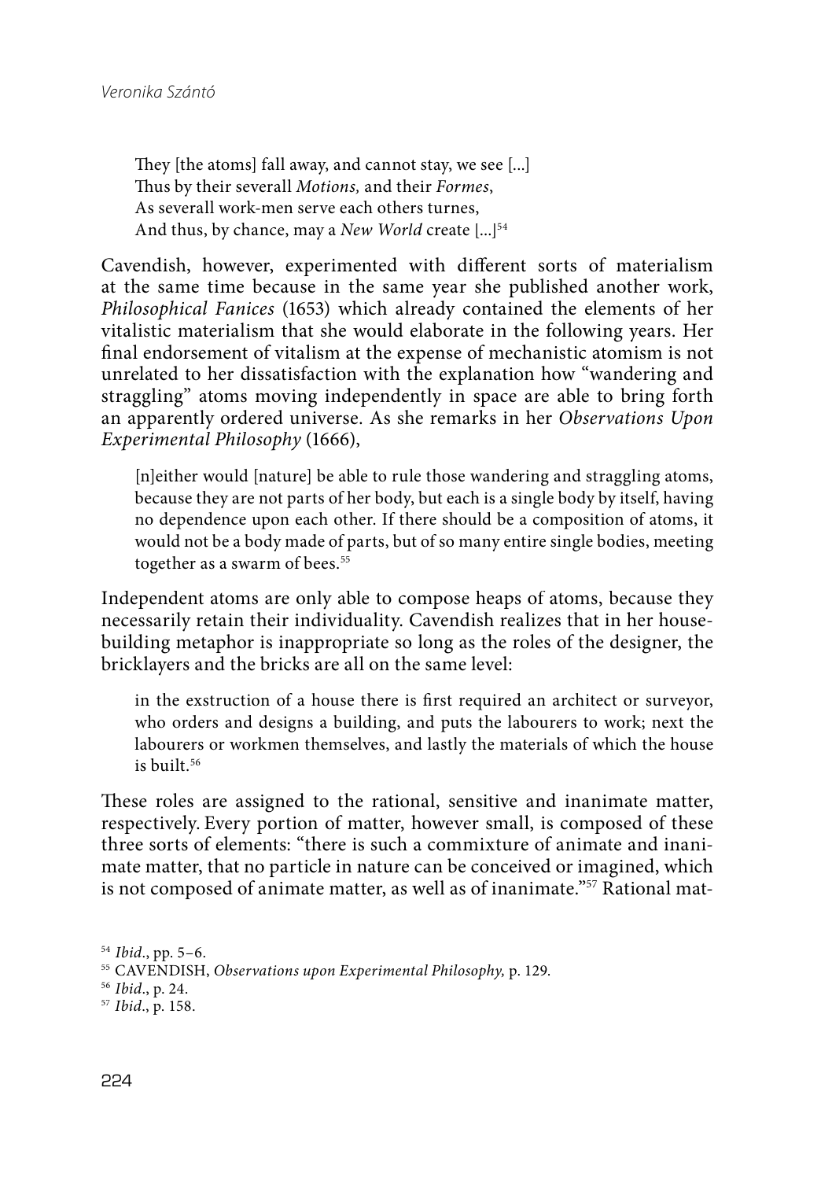They [the atoms] fall away, and cannot stay, we see [...]
Thus by their severall *Motions,* and their *Formes*,
As severall work-men serve each others turnes,
And thus, by chance, may a *New World* create [...][54]

Cavendish, however, experimented with different sorts of materialism at the same time because in the same year she published another work, *Philosophical Fanices* (1653) which already contained the elements of her vitalistic materialism that she would elaborate in the following years. Her final endorsement of vitalism at the expense of mechanistic atomism is not unrelated to her dissatisfaction with the explanation how "wandering and straggling" atoms moving independently in space are able to bring forth an apparently ordered universe. As she remarks in her *Observations Upon Experimental Philosophy* (1666),

> [n]either would [nature] be able to rule those wandering and straggling atoms, because they are not parts of her body, but each is a single body by itself, having no dependence upon each other. If there should be a composition of atoms, it would not be a body made of parts, but of so many entire single bodies, meeting together as a swarm of bees.[55]

Independent atoms are only able to compose heaps of atoms, because they necessarily retain their individuality. Cavendish realizes that in her house-building metaphor is inappropriate so long as the roles of the designer, the bricklayers and the bricks are all on the same level:

> in the exstruction of a house there is first required an architect or surveyor, who orders and designs a building, and puts the labourers to work; next the labourers or workmen themselves, and lastly the materials of which the house is built.[56]

These roles are assigned to the rational, sensitive and inanimate matter, respectively. Every portion of matter, however small, is composed of these three sorts of elements: "there is such a commixture of animate and inanimate matter, that no particle in nature can be conceived or imagined, which is not composed of animate matter, as well as of inanimate."[57] Rational mat-

---

[54] *Ibid*., pp. 5–6.
[55] CAVENDISH, *Observations upon Experimental Philosophy,* p. 129.
[56] *Ibid*., p. 24.
[57] *Ibid*., p. 158.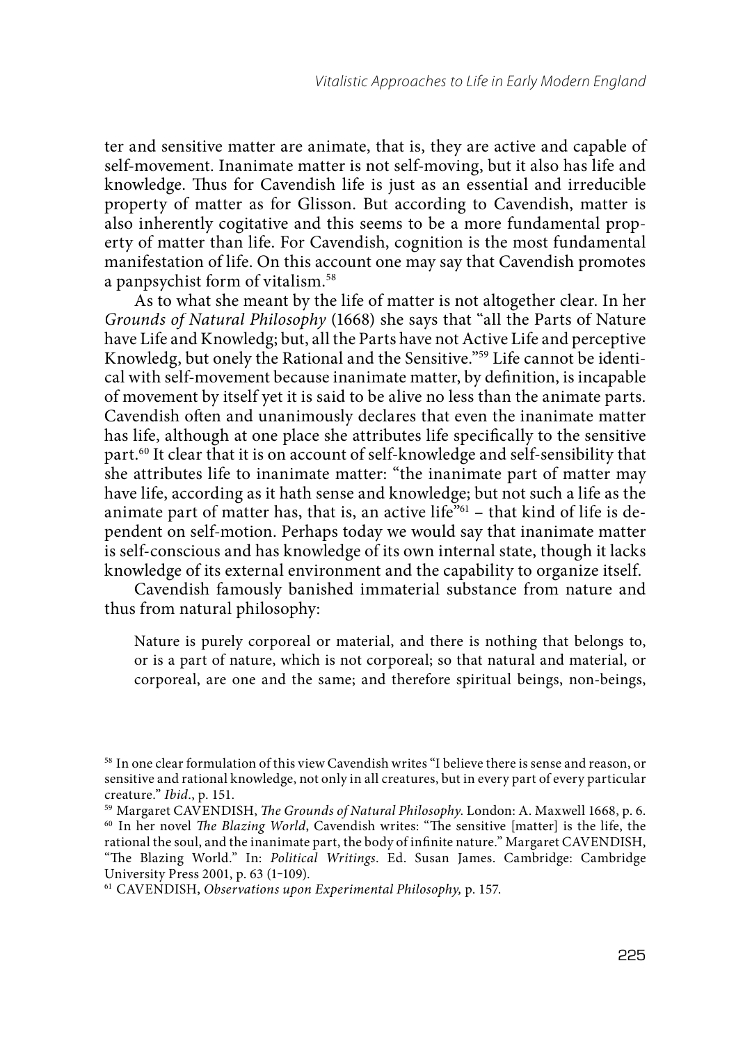ter and sensitive matter are animate, that is, they are active and capable of self-movement. Inanimate matter is not self-moving, but it also has life and knowledge. Thus for Cavendish life is just as an essential and irreducible property of matter as for Glisson. But according to Cavendish, matter is also inherently cogitative and this seems to be a more fundamental property of matter than life. For Cavendish, cognition is the most fundamental manifestation of life. On this account one may say that Cavendish promotes a panpsychist form of vitalism.[58]

As to what she meant by the life of matter is not altogether clear. In her *Grounds of Natural Philosophy* (1668) she says that "all the Parts of Nature have Life and Knowledg; but, all the Parts have not Active Life and perceptive Knowledg, but onely the Rational and the Sensitive."[59] Life cannot be identical with self-movement because inanimate matter, by definition, is incapable of movement by itself yet it is said to be alive no less than the animate parts. Cavendish often and unanimously declares that even the inanimate matter has life, although at one place she attributes life specifically to the sensitive part.[60] It clear that it is on account of self-knowledge and self-sensibility that she attributes life to inanimate matter: "the inanimate part of matter may have life, according as it hath sense and knowledge; but not such a life as the animate part of matter has, that is, an active life"[61] – that kind of life is dependent on self-motion. Perhaps today we would say that inanimate matter is self-conscious and has knowledge of its own internal state, though it lacks knowledge of its external environment and the capability to organize itself.

Cavendish famously banished immaterial substance from nature and thus from natural philosophy:

> Nature is purely corporeal or material, and there is nothing that belongs to, or is a part of nature, which is not corporeal; so that natural and material, or corporeal, are one and the same; and therefore spiritual beings, non-beings,

---

[58] In one clear formulation of this view Cavendish writes "I believe there is sense and reason, or sensitive and rational knowledge, not only in all creatures, but in every part of every particular creature." *Ibid*., p. 151.

[59] Margaret CAVENDISH, *The Grounds of Natural Philosophy*. London: A. Maxwell 1668, p. 6.

[60] In her novel *The Blazing World*, Cavendish writes: "The sensitive [matter] is the life, the rational the soul, and the inanimate part, the body of infinite nature." Margaret CAVENDISH, "The Blazing World." In: *Political Writings*. Ed. Susan James. Cambridge: Cambridge University Press 2001, p. 63 (1–109).

[61] CAVENDISH, *Observations upon Experimental Philosophy,* p. 157.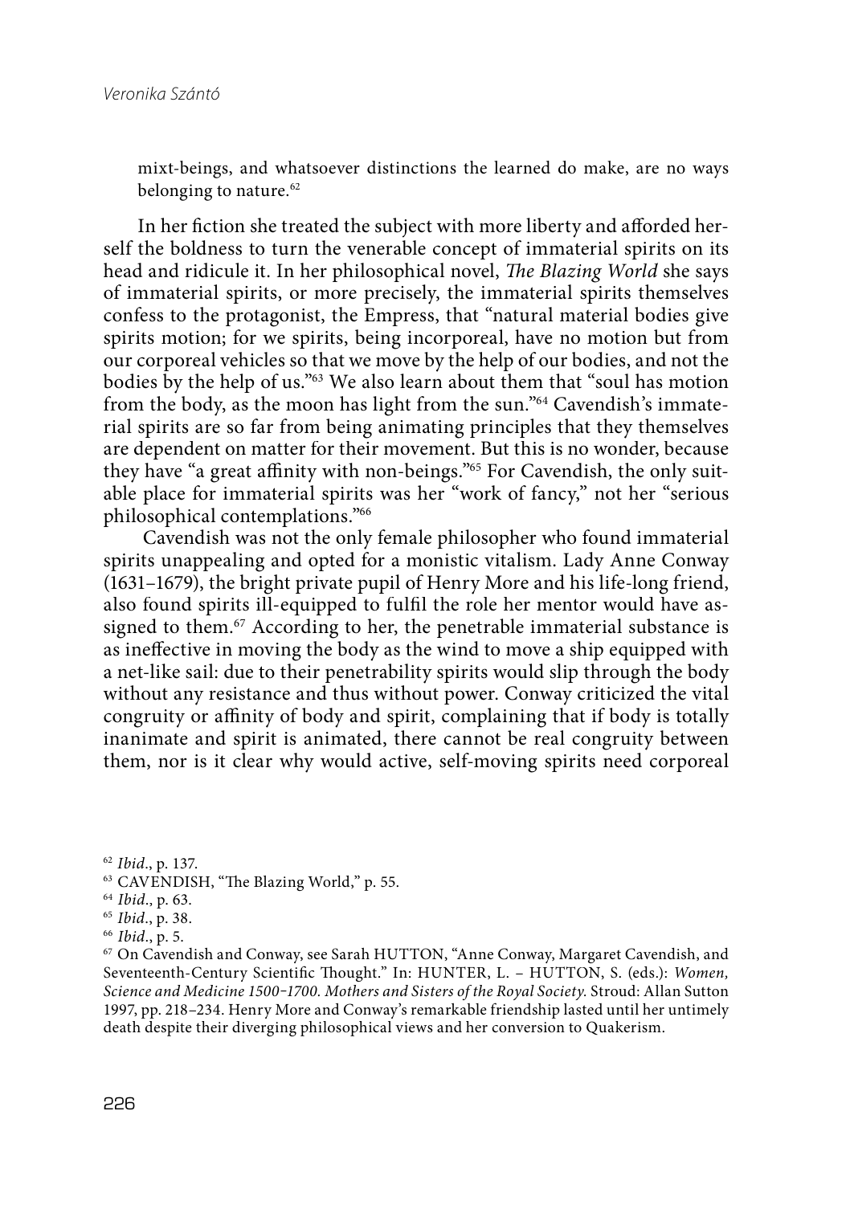mixt-beings, and whatsoever distinctions the learned do make, are no ways belonging to nature.[62]

In her fiction she treated the subject with more liberty and afforded herself the boldness to turn the venerable concept of immaterial spirits on its head and ridicule it. In her philosophical novel, *The Blazing World* she says of immaterial spirits, or more precisely, the immaterial spirits themselves confess to the protagonist, the Empress, that "natural material bodies give spirits motion; for we spirits, being incorporeal, have no motion but from our corporeal vehicles so that we move by the help of our bodies, and not the bodies by the help of us."[63] We also learn about them that "soul has motion from the body, as the moon has light from the sun."[64] Cavendish's immaterial spirits are so far from being animating principles that they themselves are dependent on matter for their movement. But this is no wonder, because they have "a great affinity with non-beings."[65] For Cavendish, the only suitable place for immaterial spirits was her "work of fancy," not her "serious philosophical contemplations."[66]

Cavendish was not the only female philosopher who found immaterial spirits unappealing and opted for a monistic vitalism. Lady Anne Conway (1631–1679), the bright private pupil of Henry More and his life-long friend, also found spirits ill-equipped to fulfil the role her mentor would have assigned to them.[67] According to her, the penetrable immaterial substance is as ineffective in moving the body as the wind to move a ship equipped with a net-like sail: due to their penetrability spirits would slip through the body without any resistance and thus without power. Conway criticized the vital congruity or affinity of body and spirit, complaining that if body is totally inanimate and spirit is animated, there cannot be real congruity between them, nor is it clear why would active, self-moving spirits need corporeal

[62] *Ibid*., p. 137.

[63] CAVENDISH, "The Blazing World," p. 55.

[64] *Ibid*., p. 63.

[65] *Ibid*., p. 38.

[66] *Ibid*., p. 5.

[67] On Cavendish and Conway, see Sarah HUTTON, "Anne Conway, Margaret Cavendish, and Seventeenth-Century Scientific Thought." In: HUNTER, L. – HUTTON, S. (eds.): *Women, Science and Medicine 1500–1700. Mothers and Sisters of the Royal Society.* Stroud: Allan Sutton 1997, pp. 218–234. Henry More and Conway's remarkable friendship lasted until her untimely death despite their diverging philosophical views and her conversion to Quakerism.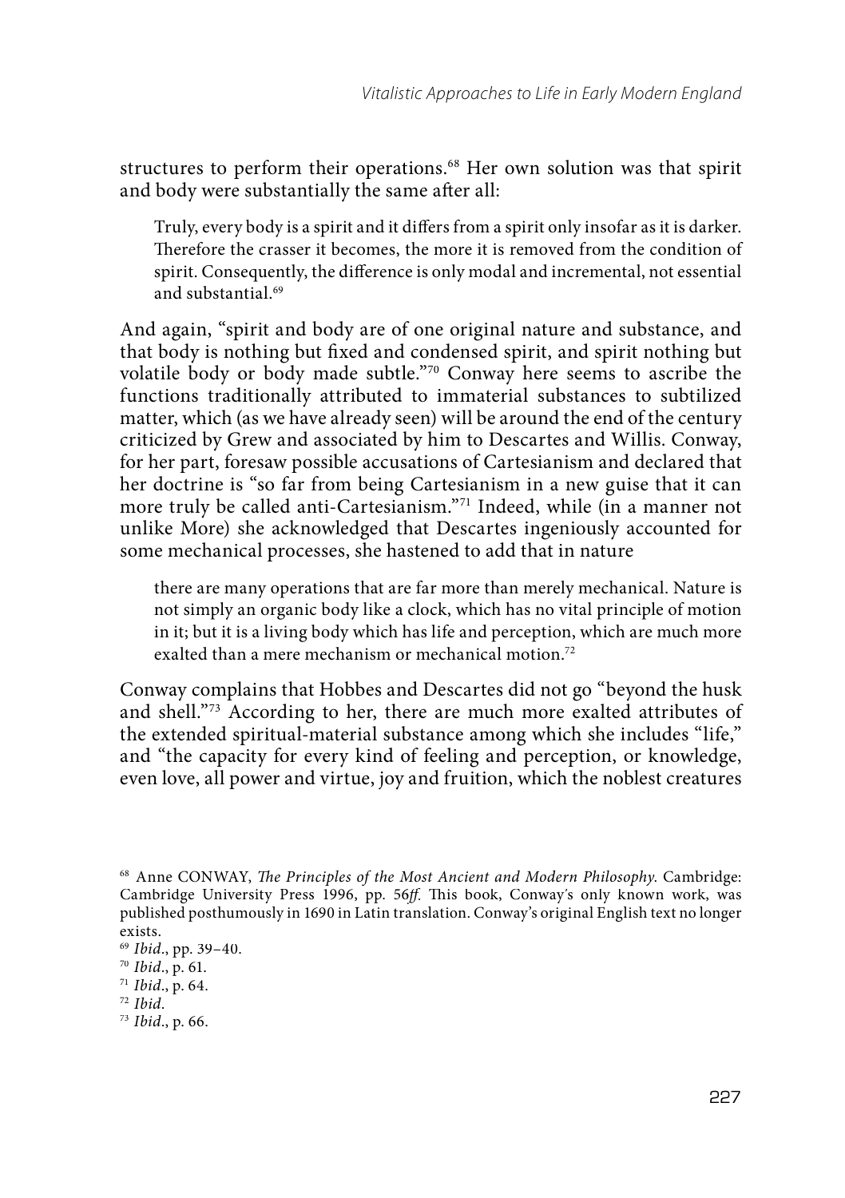structures to perform their operations.[68] Her own solution was that spirit and body were substantially the same after all:

> Truly, every body is a spirit and it differs from a spirit only insofar as it is darker. Therefore the crasser it becomes, the more it is removed from the condition of spirit. Consequently, the difference is only modal and incremental, not essential and substantial.[69]

And again, "spirit and body are of one original nature and substance, and that body is nothing but fixed and condensed spirit, and spirit nothing but volatile body or body made subtle."[70] Conway here seems to ascribe the functions traditionally attributed to immaterial substances to subtilized matter, which (as we have already seen) will be around the end of the century criticized by Grew and associated by him to Descartes and Willis. Conway, for her part, foresaw possible accusations of Cartesianism and declared that her doctrine is "so far from being Cartesianism in a new guise that it can more truly be called anti-Cartesianism."[71] Indeed, while (in a manner not unlike More) she acknowledged that Descartes ingeniously accounted for some mechanical processes, she hastened to add that in nature

> there are many operations that are far more than merely mechanical. Nature is not simply an organic body like a clock, which has no vital principle of motion in it; but it is a living body which has life and perception, which are much more exalted than a mere mechanism or mechanical motion.[72]

Conway complains that Hobbes and Descartes did not go "beyond the husk and shell."[73] According to her, there are much more exalted attributes of the extended spiritual-material substance among which she includes "life," and "the capacity for every kind of feeling and perception, or knowledge, even love, all power and virtue, joy and fruition, which the noblest creatures

---

[68] Anne CONWAY, *The Principles of the Most Ancient and Modern Philosophy*. Cambridge: Cambridge University Press 1996, pp. 56*ff*. This book, Conway's only known work, was published posthumously in 1690 in Latin translation. Conway's original English text no longer exists.

[69] *Ibid*., pp. 39–40.

[70] *Ibid*., p. 61.

[71] *Ibid*., p. 64.

[72] *Ibid*.

[73] *Ibid*., p. 66.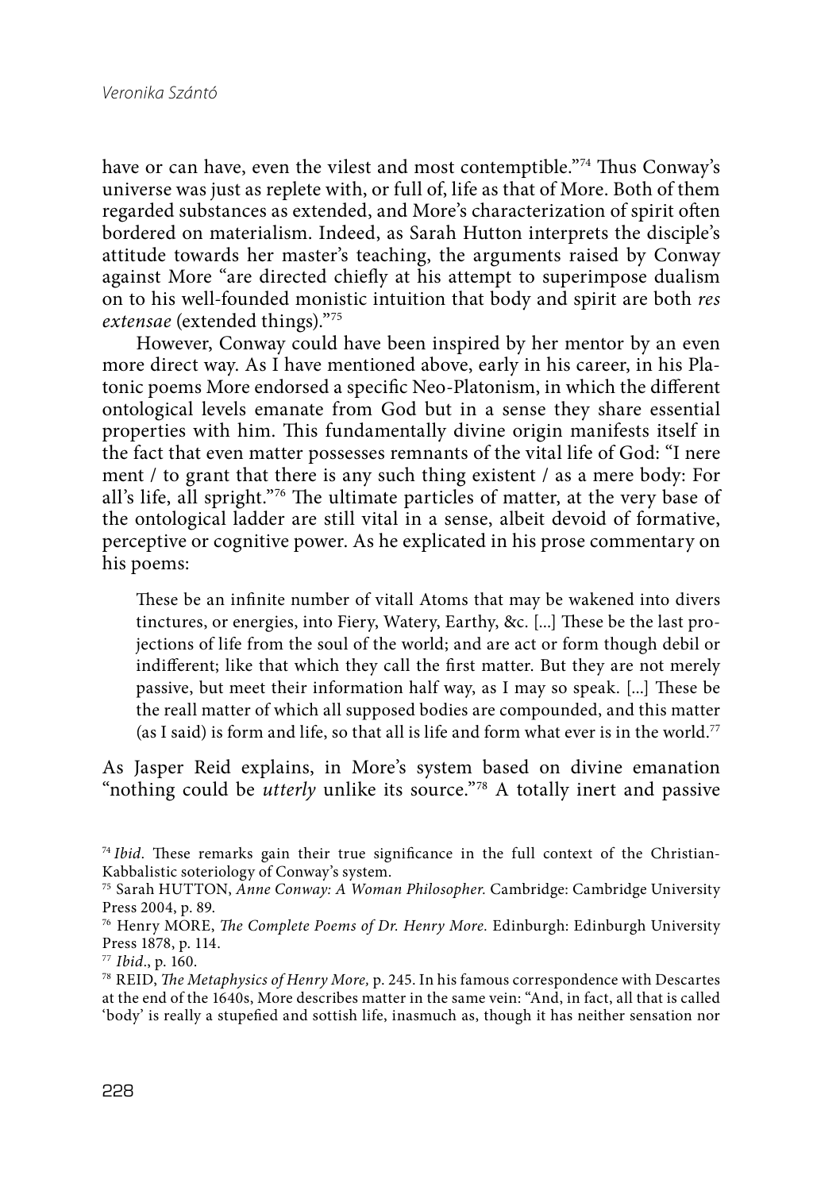have or can have, even the vilest and most contemptible."[74] Thus Conway's universe was just as replete with, or full of, life as that of More. Both of them regarded substances as extended, and More's characterization of spirit often bordered on materialism. Indeed, as Sarah Hutton interprets the disciple's attitude towards her master's teaching, the arguments raised by Conway against More "are directed chiefly at his attempt to superimpose dualism on to his well-founded monistic intuition that body and spirit are both *res extensae* (extended things)."[75]

However, Conway could have been inspired by her mentor by an even more direct way. As I have mentioned above, early in his career, in his Platonic poems More endorsed a specific Neo-Platonism, in which the different ontological levels emanate from God but in a sense they share essential properties with him. This fundamentally divine origin manifests itself in the fact that even matter possesses remnants of the vital life of God: "I nere ment / to grant that there is any such thing existent / as a mere body: For all's life, all spright."[76] The ultimate particles of matter, at the very base of the ontological ladder are still vital in a sense, albeit devoid of formative, perceptive or cognitive power. As he explicated in his prose commentary on his poems:

> These be an infinite number of vitall Atoms that may be wakened into divers tinctures, or energies, into Fiery, Watery, Earthy, &c. [...] These be the last projections of life from the soul of the world; and are act or form though debil or indifferent; like that which they call the first matter. But they are not merely passive, but meet their information half way, as I may so speak. [...] These be the reall matter of which all supposed bodies are compounded, and this matter (as I said) is form and life, so that all is life and form what ever is in the world.[77]

As Jasper Reid explains, in More's system based on divine emanation "nothing could be *utterly* unlike its source."[78] A totally inert and passive

[74] *Ibid*. These remarks gain their true significance in the full context of the Christian-Kabbalistic soteriology of Conway's system.

[75] Sarah HUTTON, *Anne Conway: A Woman Philosopher.* Cambridge: Cambridge University Press 2004, p. 89.

[76] Henry MORE, *The Complete Poems of Dr. Henry More.* Edinburgh: Edinburgh University Press 1878, p. 114.

[77] *Ibid*., p. 160.

[78] REID, *The Metaphysics of Henry More,* p. 245. In his famous correspondence with Descartes at the end of the 1640s, More describes matter in the same vein: "And, in fact, all that is called 'body' is really a stupefied and sottish life, inasmuch as, though it has neither sensation nor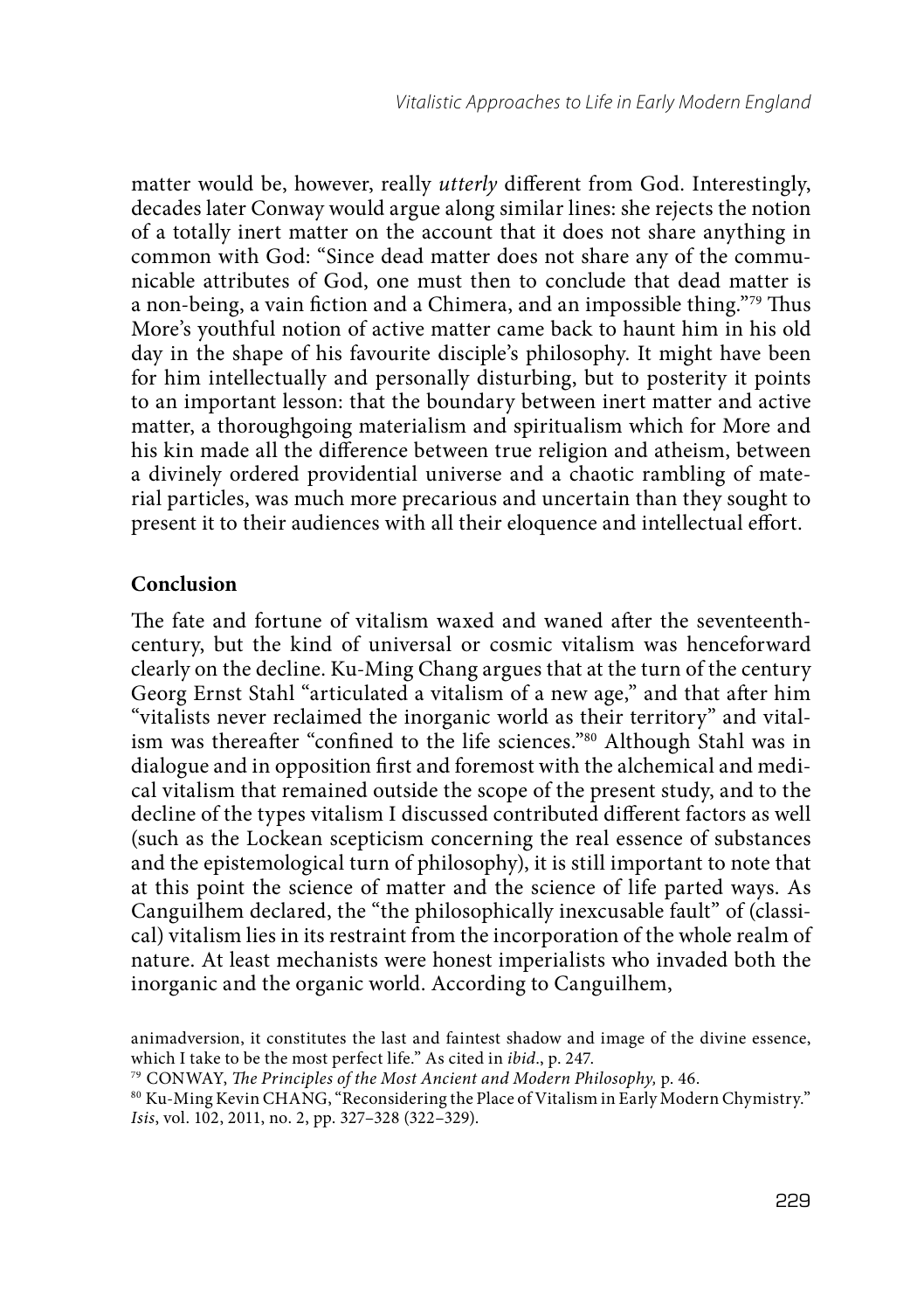matter would be, however, really *utterly* different from God. Interestingly, decades later Conway would argue along similar lines: she rejects the notion of a totally inert matter on the account that it does not share anything in common with God: "Since dead matter does not share any of the communicable attributes of God, one must then to conclude that dead matter is a non-being, a vain fiction and a Chimera, and an impossible thing."[79] Thus More's youthful notion of active matter came back to haunt him in his old day in the shape of his favourite disciple's philosophy. It might have been for him intellectually and personally disturbing, but to posterity it points to an important lesson: that the boundary between inert matter and active matter, a thoroughgoing materialism and spiritualism which for More and his kin made all the difference between true religion and atheism, between a divinely ordered providential universe and a chaotic rambling of material particles, was much more precarious and uncertain than they sought to present it to their audiences with all their eloquence and intellectual effort.

## Conclusion

The fate and fortune of vitalism waxed and waned after the seventeenth-century, but the kind of universal or cosmic vitalism was henceforward clearly on the decline. Ku-Ming Chang argues that at the turn of the century Georg Ernst Stahl "articulated a vitalism of a new age," and that after him "vitalists never reclaimed the inorganic world as their territory" and vitalism was thereafter "confined to the life sciences."[80] Although Stahl was in dialogue and in opposition first and foremost with the alchemical and medical vitalism that remained outside the scope of the present study, and to the decline of the types vitalism I discussed contributed different factors as well (such as the Lockean scepticism concerning the real essence of substances and the epistemological turn of philosophy), it is still important to note that at this point the science of matter and the science of life parted ways. As Canguilhem declared, the "the philosophically inexcusable fault" of (classical) vitalism lies in its restraint from the incorporation of the whole realm of nature. At least mechanists were honest imperialists who invaded both the inorganic and the organic world. According to Canguilhem,

animadversion, it constitutes the last and faintest shadow and image of the divine essence, which I take to be the most perfect life." As cited in *ibid*., p. 247.

[79] CONWAY, *The Principles of the Most Ancient and Modern Philosophy,* p. 46.

[80] Ku-Ming Kevin CHANG, "Reconsidering the Place of Vitalism in Early Modern Chymistry." *Isis*, vol. 102, 2011, no. 2, pp. 327–328 (322–329).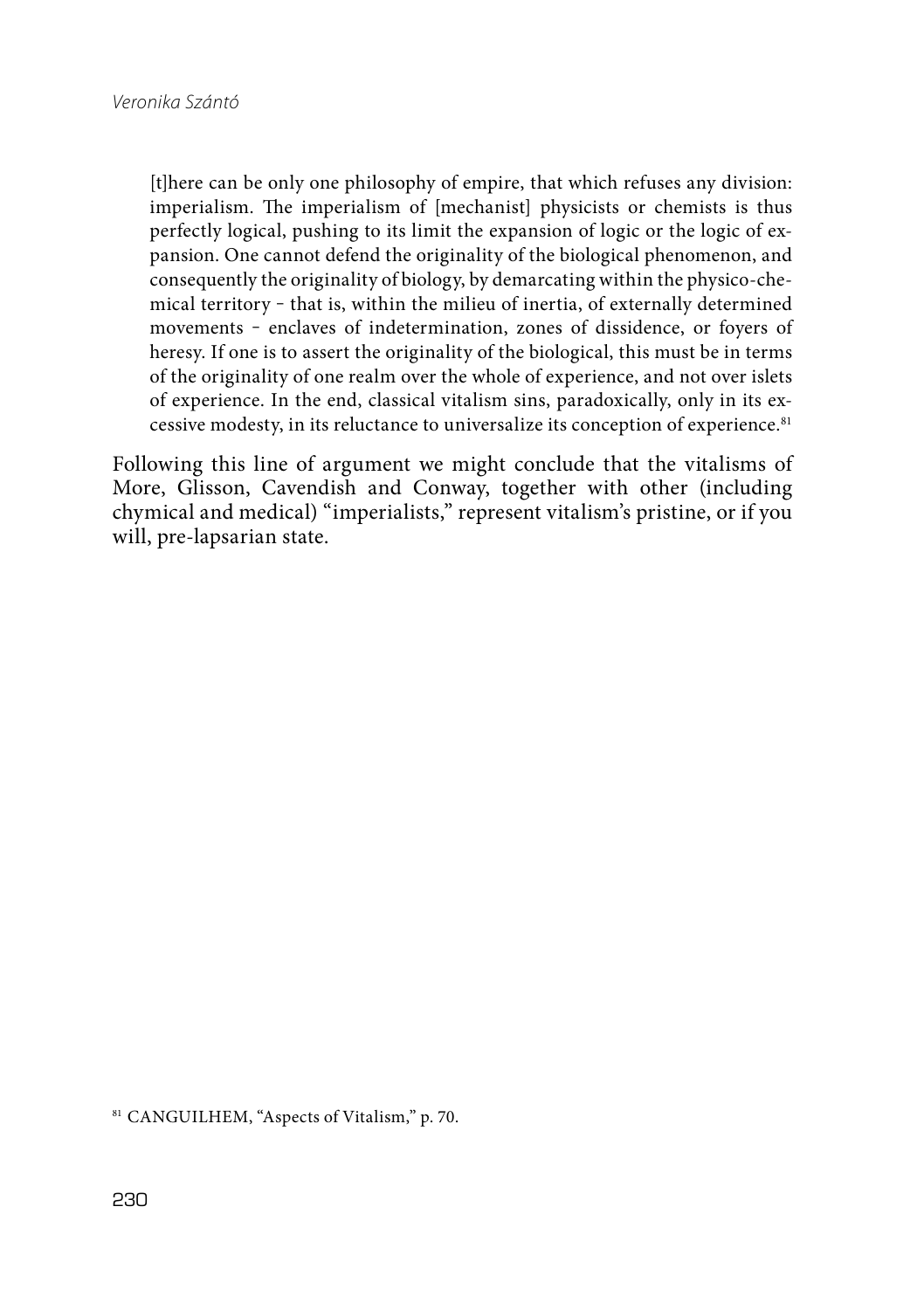> [t]here can be only one philosophy of empire, that which refuses any division: imperialism. The imperialism of [mechanist] physicists or chemists is thus perfectly logical, pushing to its limit the expansion of logic or the logic of expansion. One cannot defend the originality of the biological phenomenon, and consequently the originality of biology, by demarcating within the physico-chemical territory – that is, within the milieu of inertia, of externally determined movements – enclaves of indetermination, zones of dissidence, or foyers of heresy. If one is to assert the originality of the biological, this must be in terms of the originality of one realm over the whole of experience, and not over islets of experience. In the end, classical vitalism sins, paradoxically, only in its excessive modesty, in its reluctance to universalize its conception of experience.[81]

Following this line of argument we might conclude that the vitalisms of More, Glisson, Cavendish and Conway, together with other (including chymical and medical) "imperialists," represent vitalism's pristine, or if you will, pre-lapsarian state.

[81] CANGUILHEM, "Aspects of Vitalism," p. 70.